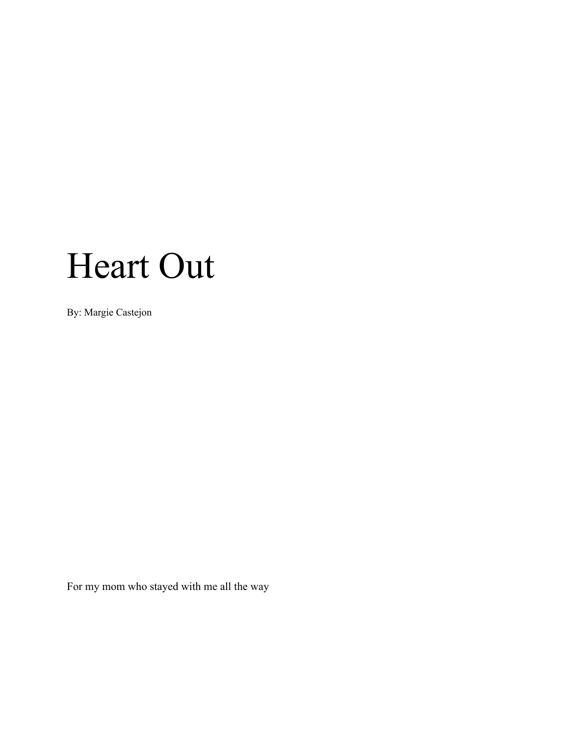# Heart Out

By: Margie Castejon

For my mom who stayed with me all the way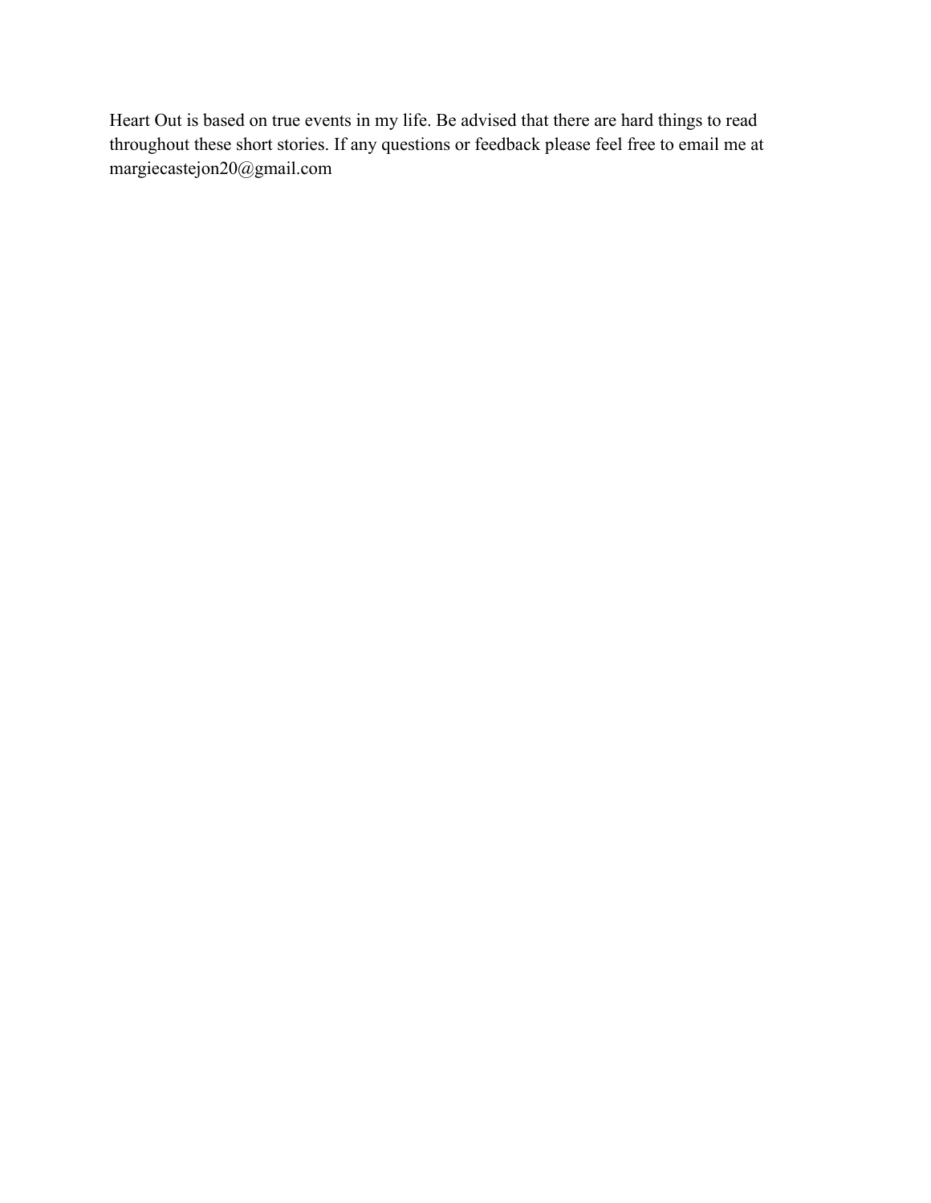Heart Out is based on true events in my life. Be advised that there are hard things to read throughout these short stories. If any questions or feedback please feel free to email me at margiecastejon20@gmail.com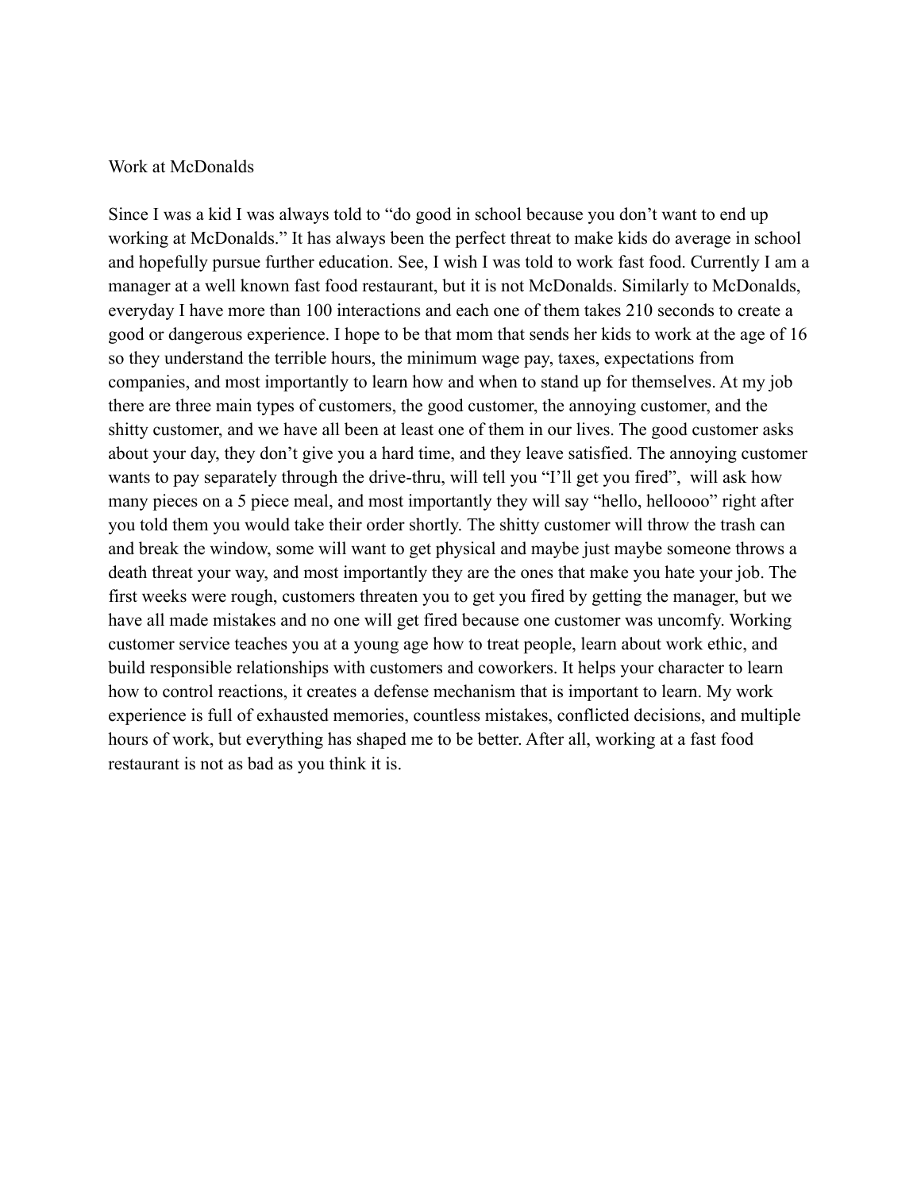Work at McDonalds

Since I was a kid I was always told to "do good in school because you don't want to end up working at McDonalds." It has always been the perfect threat to make kids do average in school and hopefully pursue further education. See, I wish I was told to work fast food. Currently I am a manager at a well known fast food restaurant, but it is not McDonalds. Similarly to McDonalds, everyday I have more than 100 interactions and each one of them takes 210 seconds to create a good or dangerous experience. I hope to be that mom that sends her kids to work at the age of 16 so they understand the terrible hours, the minimum wage pay, taxes, expectations from companies, and most importantly to learn how and when to stand up for themselves. At my job there are three main types of customers, the good customer, the annoying customer, and the shitty customer, and we have all been at least one of them in our lives. The good customer asks about your day, they don't give you a hard time, and they leave satisfied. The annoying customer wants to pay separately through the drive-thru, will tell you "I'll get you fired", will ask how many pieces on a 5 piece meal, and most importantly they will say "hello, helloooo" right after you told them you would take their order shortly. The shitty customer will throw the trash can and break the window, some will want to get physical and maybe just maybe someone throws a death threat your way, and most importantly they are the ones that make you hate your job. The first weeks were rough, customers threaten you to get you fired by getting the manager, but we have all made mistakes and no one will get fired because one customer was uncomfy. Working customer service teaches you at a young age how to treat people, learn about work ethic, and build responsible relationships with customers and coworkers. It helps your character to learn how to control reactions, it creates a defense mechanism that is important to learn. My work experience is full of exhausted memories, countless mistakes, conflicted decisions, and multiple hours of work, but everything has shaped me to be better. After all, working at a fast food restaurant is not as bad as you think it is.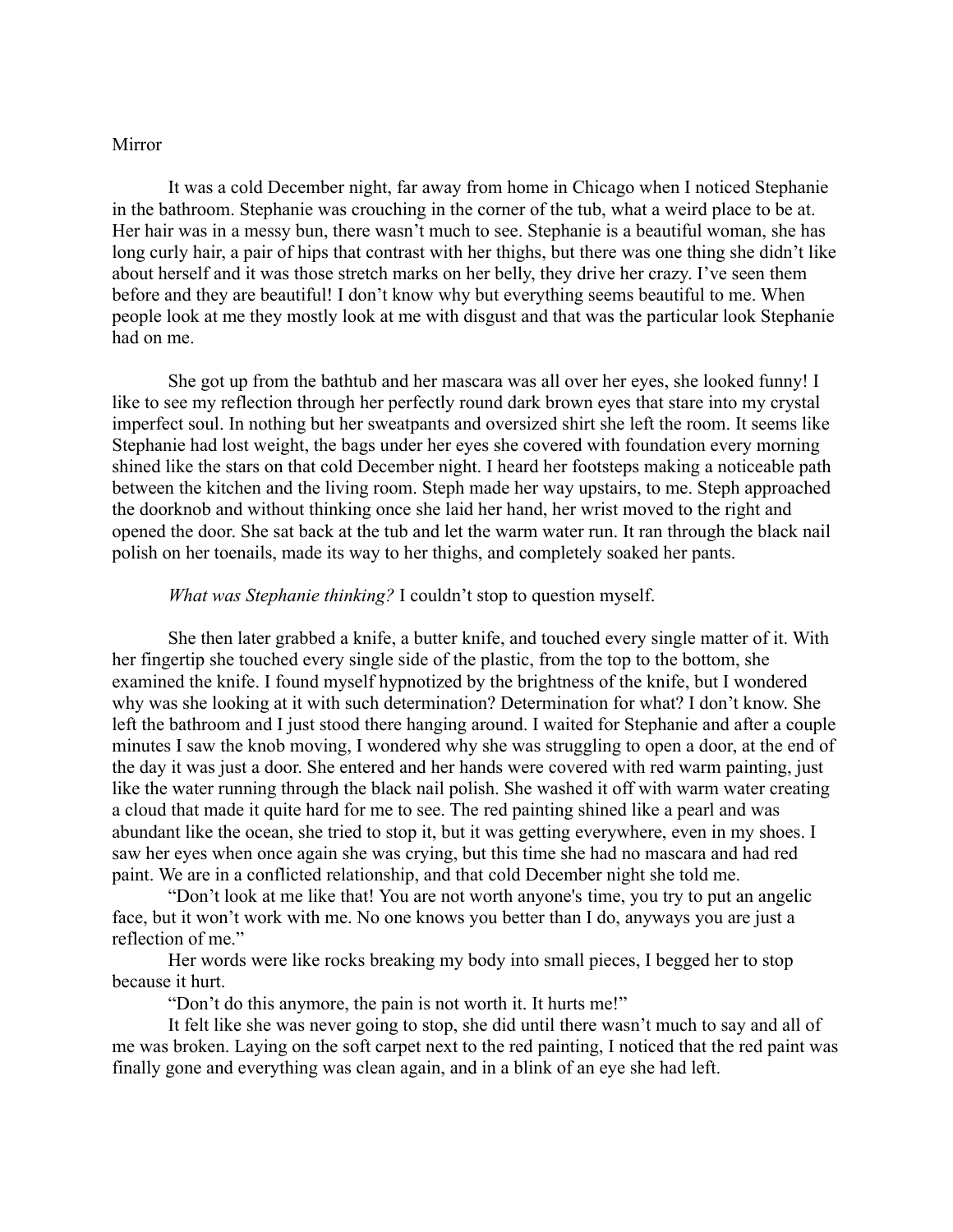Mirror

It was a cold December night, far away from home in Chicago when I noticed Stephanie in the bathroom. Stephanie was crouching in the corner of the tub, what a weird place to be at. Her hair was in a messy bun, there wasn't much to see. Stephanie is a beautiful woman, she has long curly hair, a pair of hips that contrast with her thighs, but there was one thing she didn't like about herself and it was those stretch marks on her belly, they drive her crazy. I've seen them before and they are beautiful! I don't know why but everything seems beautiful to me. When people look at me they mostly look at me with disgust and that was the particular look Stephanie had on me.

She got up from the bathtub and her mascara was all over her eyes, she looked funny! I like to see my reflection through her perfectly round dark brown eyes that stare into my crystal imperfect soul. In nothing but her sweatpants and oversized shirt she left the room. It seems like Stephanie had lost weight, the bags under her eyes she covered with foundation every morning shined like the stars on that cold December night. I heard her footsteps making a noticeable path between the kitchen and the living room. Steph made her way upstairs, to me. Steph approached the doorknob and without thinking once she laid her hand, her wrist moved to the right and opened the door. She sat back at the tub and let the warm water run. It ran through the black nail polish on her toenails, made its way to her thighs, and completely soaked her pants.

*What was Stephanie thinking?* I couldn't stop to question myself.

She then later grabbed a knife, a butter knife, and touched every single matter of it. With her fingertip she touched every single side of the plastic, from the top to the bottom, she examined the knife. I found myself hypnotized by the brightness of the knife, but I wondered why was she looking at it with such determination? Determination for what? I don't know. She left the bathroom and I just stood there hanging around. I waited for Stephanie and after a couple minutes I saw the knob moving, I wondered why she was struggling to open a door, at the end of the day it was just a door. She entered and her hands were covered with red warm painting, just like the water running through the black nail polish. She washed it off with warm water creating a cloud that made it quite hard for me to see. The red painting shined like a pearl and was abundant like the ocean, she tried to stop it, but it was getting everywhere, even in my shoes. I saw her eyes when once again she was crying, but this time she had no mascara and had red paint. We are in a conflicted relationship, and that cold December night she told me.

"Don't look at me like that! You are not worth anyone's time, you try to put an angelic face, but it won't work with me. No one knows you better than I do, anyways you are just a reflection of me."

Her words were like rocks breaking my body into small pieces, I begged her to stop because it hurt.

"Don't do this anymore, the pain is not worth it. It hurts me!"

It felt like she was never going to stop, she did until there wasn't much to say and all of me was broken. Laying on the soft carpet next to the red painting, I noticed that the red paint was finally gone and everything was clean again, and in a blink of an eye she had left.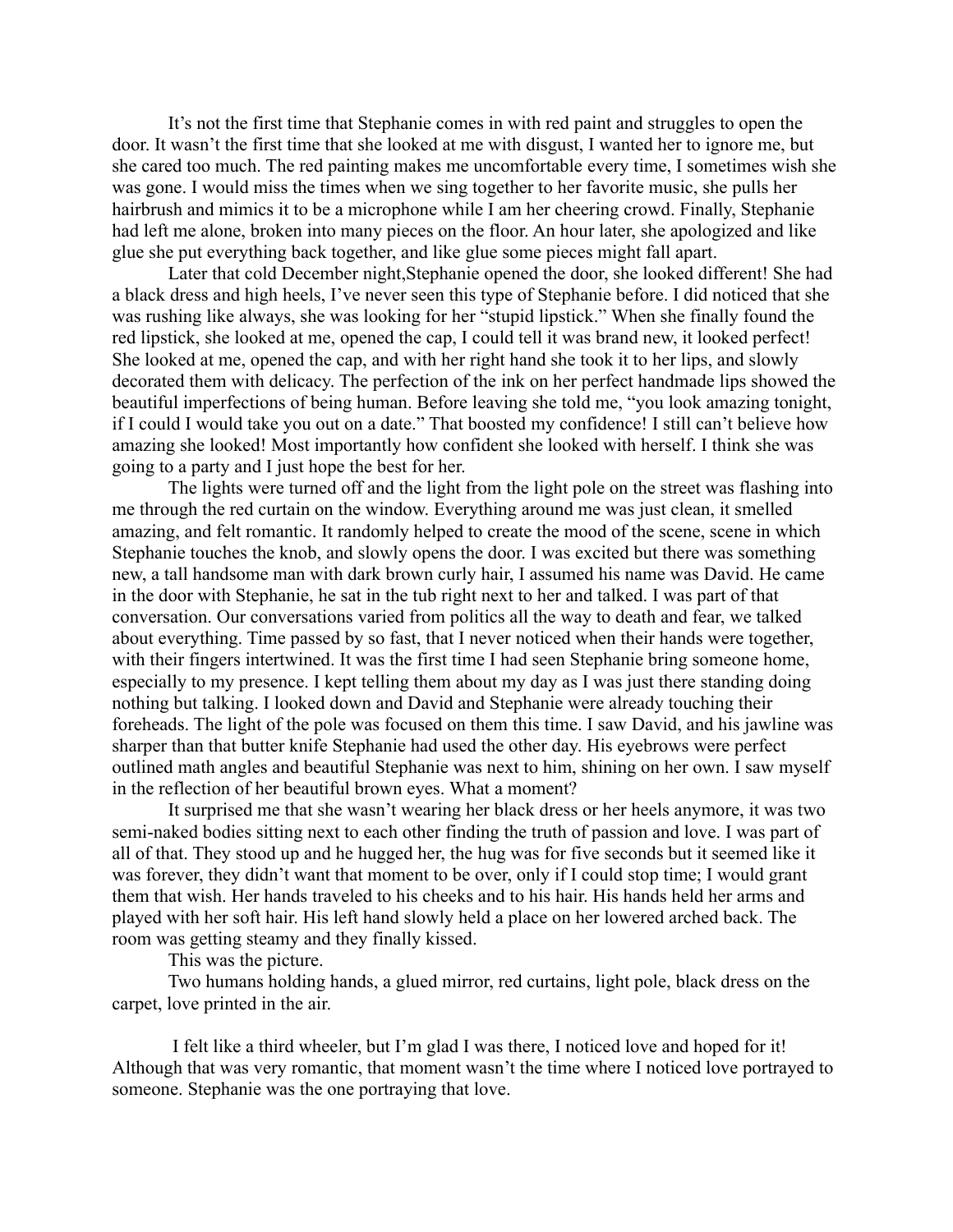It's not the first time that Stephanie comes in with red paint and struggles to open the door. It wasn't the first time that she looked at me with disgust, I wanted her to ignore me, but she cared too much. The red painting makes me uncomfortable every time, I sometimes wish she was gone. I would miss the times when we sing together to her favorite music, she pulls her hairbrush and mimics it to be a microphone while I am her cheering crowd. Finally, Stephanie had left me alone, broken into many pieces on the floor. An hour later, she apologized and like glue she put everything back together, and like glue some pieces might fall apart.

Later that cold December night,Stephanie opened the door, she looked different! She had a black dress and high heels, I've never seen this type of Stephanie before. I did noticed that she was rushing like always, she was looking for her "stupid lipstick." When she finally found the red lipstick, she looked at me, opened the cap, I could tell it was brand new, it looked perfect! She looked at me, opened the cap, and with her right hand she took it to her lips, and slowly decorated them with delicacy. The perfection of the ink on her perfect handmade lips showed the beautiful imperfections of being human. Before leaving she told me, "you look amazing tonight, if I could I would take you out on a date." That boosted my confidence! I still can't believe how amazing she looked! Most importantly how confident she looked with herself. I think she was going to a party and I just hope the best for her.

The lights were turned off and the light from the light pole on the street was flashing into me through the red curtain on the window. Everything around me was just clean, it smelled amazing, and felt romantic. It randomly helped to create the mood of the scene, scene in which Stephanie touches the knob, and slowly opens the door. I was excited but there was something new, a tall handsome man with dark brown curly hair, I assumed his name was David. He came in the door with Stephanie, he sat in the tub right next to her and talked. I was part of that conversation. Our conversations varied from politics all the way to death and fear, we talked about everything. Time passed by so fast, that I never noticed when their hands were together, with their fingers intertwined. It was the first time I had seen Stephanie bring someone home, especially to my presence. I kept telling them about my day as I was just there standing doing nothing but talking. I looked down and David and Stephanie were already touching their foreheads. The light of the pole was focused on them this time. I saw David, and his jawline was sharper than that butter knife Stephanie had used the other day. His eyebrows were perfect outlined math angles and beautiful Stephanie was next to him, shining on her own. I saw myself in the reflection of her beautiful brown eyes. What a moment?

It surprised me that she wasn't wearing her black dress or her heels anymore, it was two semi-naked bodies sitting next to each other finding the truth of passion and love. I was part of all of that. They stood up and he hugged her, the hug was for five seconds but it seemed like it was forever, they didn't want that moment to be over, only if I could stop time; I would grant them that wish. Her hands traveled to his cheeks and to his hair. His hands held her arms and played with her soft hair. His left hand slowly held a place on her lowered arched back. The room was getting steamy and they finally kissed.

This was the picture.

Two humans holding hands, a glued mirror, red curtains, light pole, black dress on the carpet, love printed in the air.

I felt like a third wheeler, but I'm glad I was there, I noticed love and hoped for it! Although that was very romantic, that moment wasn't the time where I noticed love portrayed to someone. Stephanie was the one portraying that love.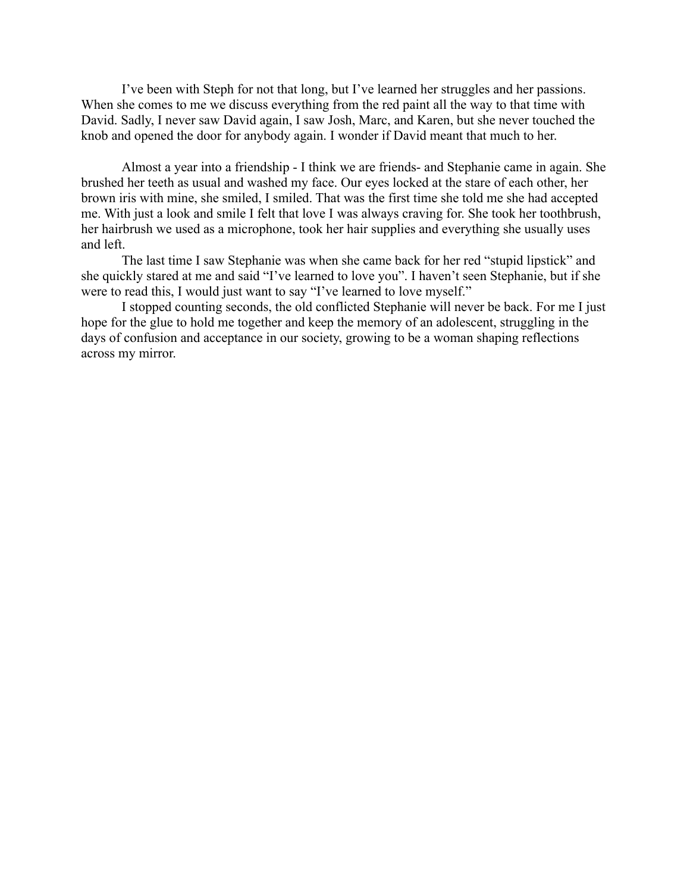I've been with Steph for not that long, but I've learned her struggles and her passions. When she comes to me we discuss everything from the red paint all the way to that time with David. Sadly, I never saw David again, I saw Josh, Marc, and Karen, but she never touched the knob and opened the door for anybody again. I wonder if David meant that much to her.

Almost a year into a friendship - I think we are friends- and Stephanie came in again. She brushed her teeth as usual and washed my face. Our eyes locked at the stare of each other, her brown iris with mine, she smiled, I smiled. That was the first time she told me she had accepted me. With just a look and smile I felt that love I was always craving for. She took her toothbrush, her hairbrush we used as a microphone, took her hair supplies and everything she usually uses and left.

The last time I saw Stephanie was when she came back for her red "stupid lipstick" and she quickly stared at me and said "I've learned to love you". I haven't seen Stephanie, but if she were to read this, I would just want to say "I've learned to love myself."

I stopped counting seconds, the old conflicted Stephanie will never be back. For me I just hope for the glue to hold me together and keep the memory of an adolescent, struggling in the days of confusion and acceptance in our society, growing to be a woman shaping reflections across my mirror.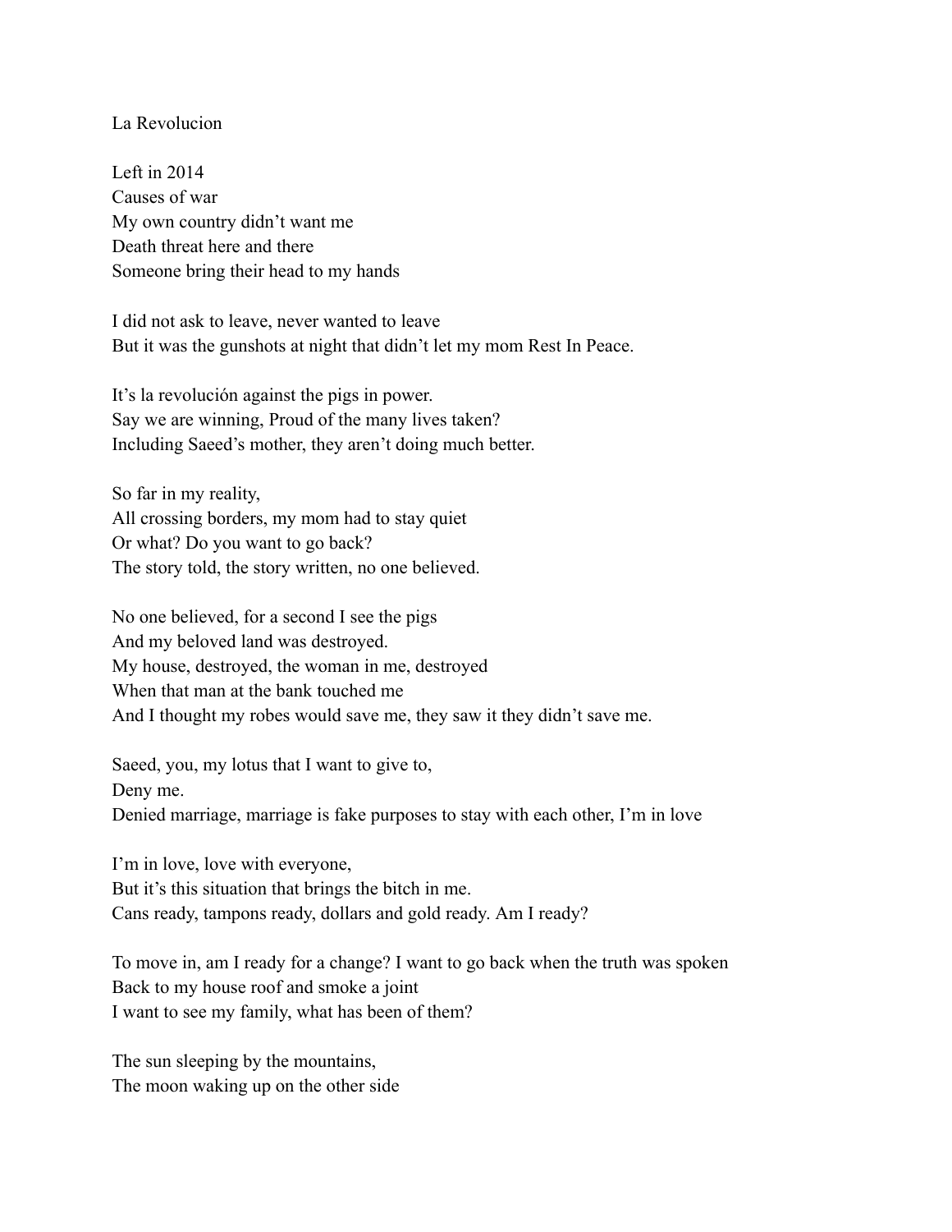La Revolucion

Left in 2014  
Causes of war  
My own country didn't want me  
Death threat here and there  
Someone bring their head to my hands

I did not ask to leave, never wanted to leave  
But it was the gunshots at night that didn't let my mom Rest In Peace.

It's la revolución against the pigs in power.  
Say we are winning, Proud of the many lives taken?  
Including Saeed's mother, they aren't doing much better.

So far in my reality,  
All crossing borders, my mom had to stay quiet  
Or what? Do you want to go back?  
The story told, the story written, no one believed.

No one believed, for a second I see the pigs  
And my beloved land was destroyed.  
My house, destroyed, the woman in me, destroyed  
When that man at the bank touched me  
And I thought my robes would save me, they saw it they didn't save me.

Saeed, you, my lotus that I want to give to,  
Deny me.  
Denied marriage, marriage is fake purposes to stay with each other, I'm in love

I'm in love, love with everyone,  
But it's this situation that brings the bitch in me.  
Cans ready, tampons ready, dollars and gold ready. Am I ready?

To move in, am I ready for a change? I want to go back when the truth was spoken  
Back to my house roof and smoke a joint  
I want to see my family, what has been of them?

The sun sleeping by the mountains,  
The moon waking up on the other side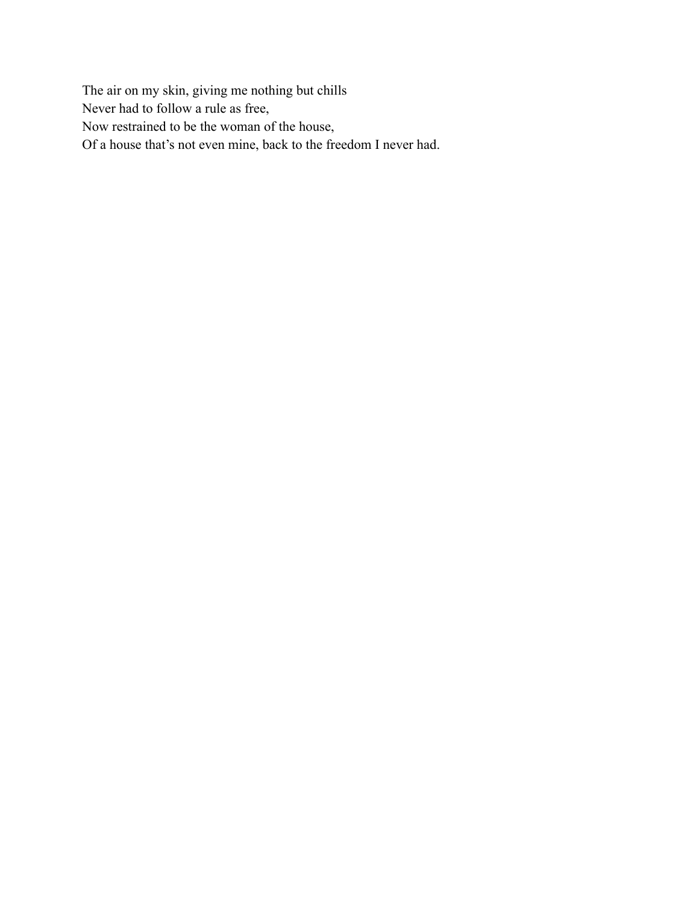The air on my skin, giving me nothing but chills  
Never had to follow a rule as free,  
Now restrained to be the woman of the house,  
Of a house that’s not even mine, back to the freedom I never had.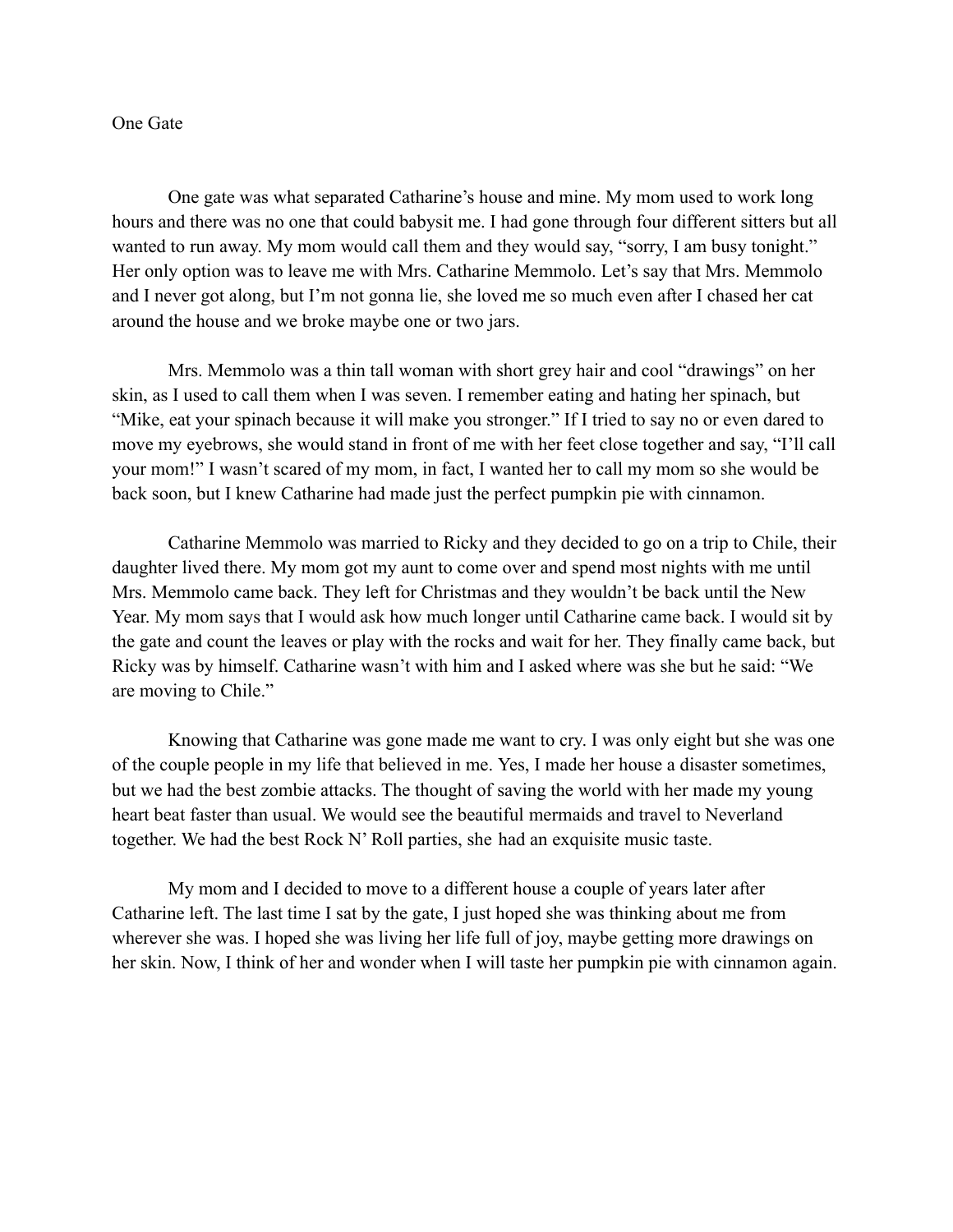# One Gate

One gate was what separated Catharine's house and mine. My mom used to work long hours and there was no one that could babysit me. I had gone through four different sitters but all wanted to run away. My mom would call them and they would say, "sorry, I am busy tonight." Her only option was to leave me with Mrs. Catharine Memmolo. Let's say that Mrs. Memmolo and I never got along, but I'm not gonna lie, she loved me so much even after I chased her cat around the house and we broke maybe one or two jars.

Mrs. Memmolo was a thin tall woman with short grey hair and cool "drawings" on her skin, as I used to call them when I was seven. I remember eating and hating her spinach, but "Mike, eat your spinach because it will make you stronger." If I tried to say no or even dared to move my eyebrows, she would stand in front of me with her feet close together and say, "I'll call your mom!" I wasn't scared of my mom, in fact, I wanted her to call my mom so she would be back soon, but I knew Catharine had made just the perfect pumpkin pie with cinnamon.

Catharine Memmolo was married to Ricky and they decided to go on a trip to Chile, their daughter lived there. My mom got my aunt to come over and spend most nights with me until Mrs. Memmolo came back. They left for Christmas and they wouldn't be back until the New Year. My mom says that I would ask how much longer until Catharine came back. I would sit by the gate and count the leaves or play with the rocks and wait for her. They finally came back, but Ricky was by himself. Catharine wasn't with him and I asked where was she but he said: "We are moving to Chile."

Knowing that Catharine was gone made me want to cry. I was only eight but she was one of the couple people in my life that believed in me. Yes, I made her house a disaster sometimes, but we had the best zombie attacks. The thought of saving the world with her made my young heart beat faster than usual. We would see the beautiful mermaids and travel to Neverland together. We had the best Rock N' Roll parties, she had an exquisite music taste.

My mom and I decided to move to a different house a couple of years later after Catharine left. The last time I sat by the gate, I just hoped she was thinking about me from wherever she was. I hoped she was living her life full of joy, maybe getting more drawings on her skin. Now, I think of her and wonder when I will taste her pumpkin pie with cinnamon again.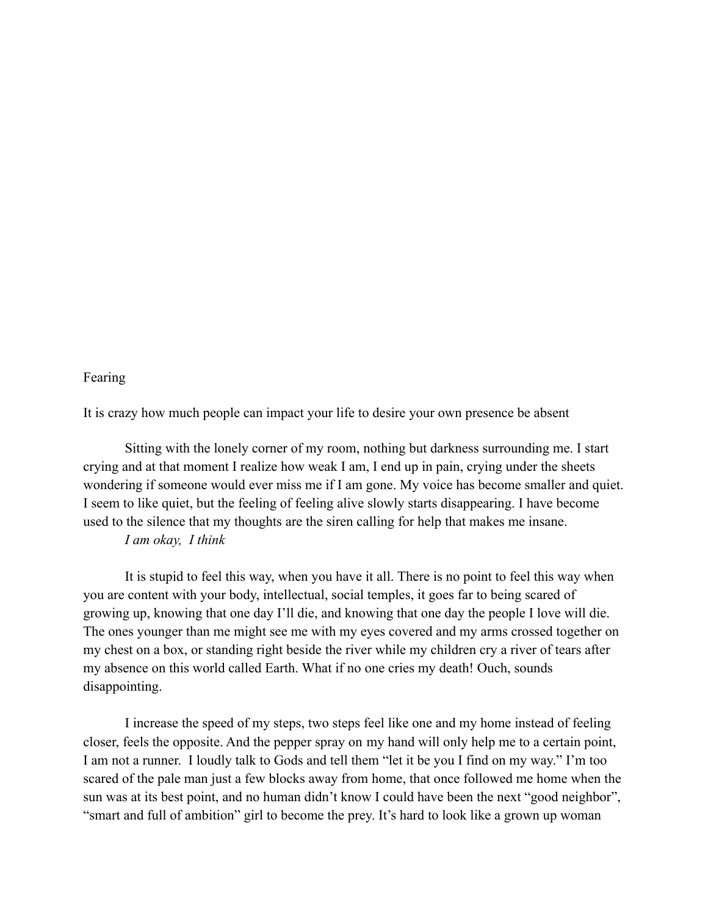Fearing

It is crazy how much people can impact your life to desire your own presence be absent

Sitting with the lonely corner of my room, nothing but darkness surrounding me. I start crying and at that moment I realize how weak I am, I end up in pain, crying under the sheets wondering if someone would ever miss me if I am gone. My voice has become smaller and quiet. I seem to like quiet, but the feeling of feeling alive slowly starts disappearing. I have become used to the silence that my thoughts are the siren calling for help that makes me insane.

*I am okay, I think*

It is stupid to feel this way, when you have it all. There is no point to feel this way when you are content with your body, intellectual, social temples, it goes far to being scared of growing up, knowing that one day I'll die, and knowing that one day the people I love will die. The ones younger than me might see me with my eyes covered and my arms crossed together on my chest on a box, or standing right beside the river while my children cry a river of tears after my absence on this world called Earth. What if no one cries my death! Ouch, sounds disappointing.

I increase the speed of my steps, two steps feel like one and my home instead of feeling closer, feels the opposite. And the pepper spray on my hand will only help me to a certain point, I am not a runner. I loudly talk to Gods and tell them "let it be you I find on my way." I'm too scared of the pale man just a few blocks away from home, that once followed me home when the sun was at its best point, and no human didn't know I could have been the next "good neighbor", "smart and full of ambition" girl to become the prey. It's hard to look like a grown up woman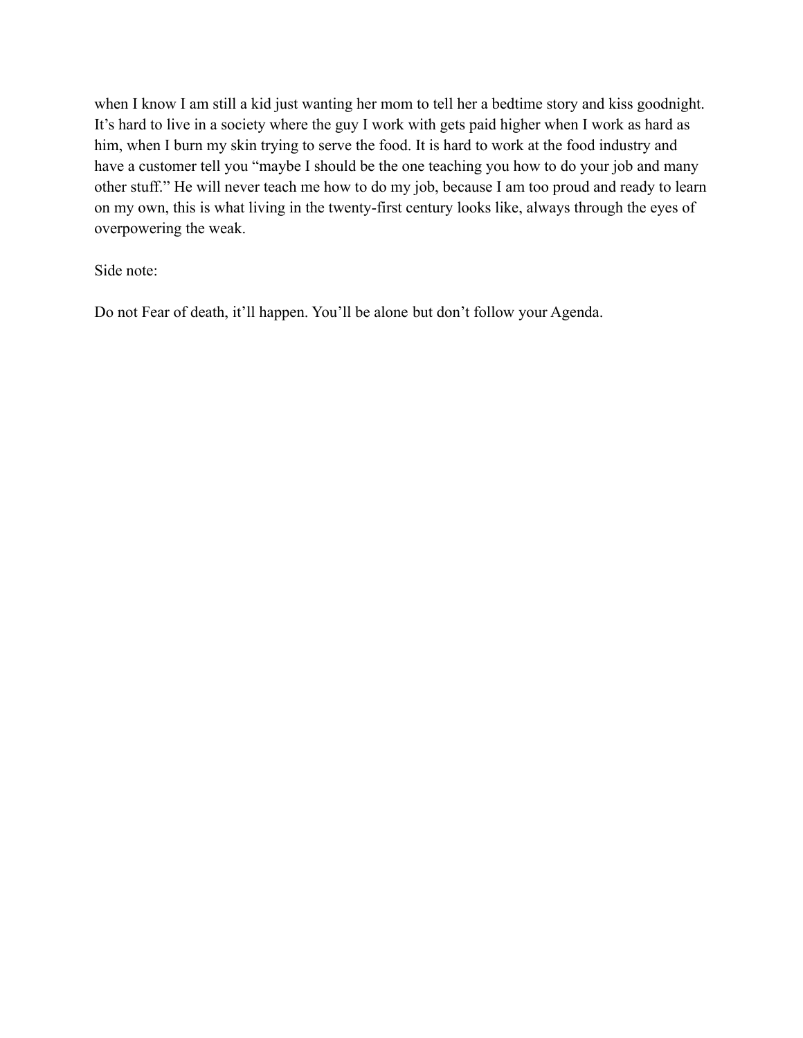when I know I am still a kid just wanting her mom to tell her a bedtime story and kiss goodnight. It's hard to live in a society where the guy I work with gets paid higher when I work as hard as him, when I burn my skin trying to serve the food. It is hard to work at the food industry and have a customer tell you "maybe I should be the one teaching you how to do your job and many other stuff." He will never teach me how to do my job, because I am too proud and ready to learn on my own, this is what living in the twenty-first century looks like, always through the eyes of overpowering the weak.

Side note:

Do not Fear of death, it'll happen. You'll be alone but don't follow your Agenda.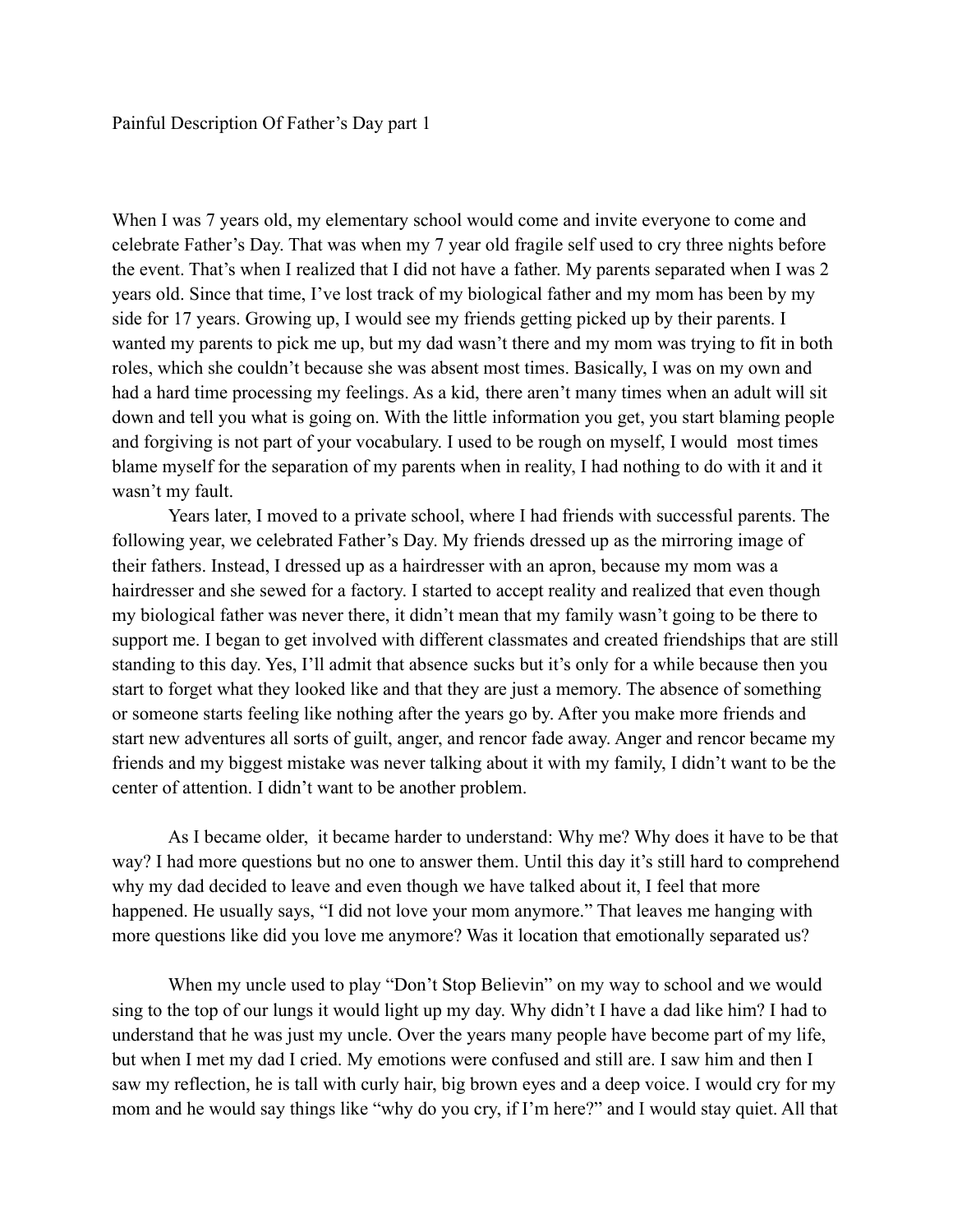Painful Description Of Father's Day part 1

When I was 7 years old, my elementary school would come and invite everyone to come and celebrate Father's Day. That was when my 7 year old fragile self used to cry three nights before the event. That's when I realized that I did not have a father. My parents separated when I was 2 years old. Since that time, I've lost track of my biological father and my mom has been by my side for 17 years. Growing up, I would see my friends getting picked up by their parents. I wanted my parents to pick me up, but my dad wasn't there and my mom was trying to fit in both roles, which she couldn't because she was absent most times. Basically, I was on my own and had a hard time processing my feelings. As a kid, there aren't many times when an adult will sit down and tell you what is going on. With the little information you get, you start blaming people and forgiving is not part of your vocabulary. I used to be rough on myself, I would most times blame myself for the separation of my parents when in reality, I had nothing to do with it and it wasn't my fault.

Years later, I moved to a private school, where I had friends with successful parents. The following year, we celebrated Father's Day. My friends dressed up as the mirroring image of their fathers. Instead, I dressed up as a hairdresser with an apron, because my mom was a hairdresser and she sewed for a factory. I started to accept reality and realized that even though my biological father was never there, it didn't mean that my family wasn't going to be there to support me. I began to get involved with different classmates and created friendships that are still standing to this day. Yes, I'll admit that absence sucks but it's only for a while because then you start to forget what they looked like and that they are just a memory. The absence of something or someone starts feeling like nothing after the years go by. After you make more friends and start new adventures all sorts of guilt, anger, and rencor fade away. Anger and rencor became my friends and my biggest mistake was never talking about it with my family, I didn't want to be the center of attention. I didn't want to be another problem.

As I became older, it became harder to understand: Why me? Why does it have to be that way? I had more questions but no one to answer them. Until this day it's still hard to comprehend why my dad decided to leave and even though we have talked about it, I feel that more happened. He usually says, "I did not love your mom anymore." That leaves me hanging with more questions like did you love me anymore? Was it location that emotionally separated us?

When my uncle used to play "Don't Stop Believin" on my way to school and we would sing to the top of our lungs it would light up my day. Why didn't I have a dad like him? I had to understand that he was just my uncle. Over the years many people have become part of my life, but when I met my dad I cried. My emotions were confused and still are. I saw him and then I saw my reflection, he is tall with curly hair, big brown eyes and a deep voice. I would cry for my mom and he would say things like "why do you cry, if I'm here?" and I would stay quiet. All that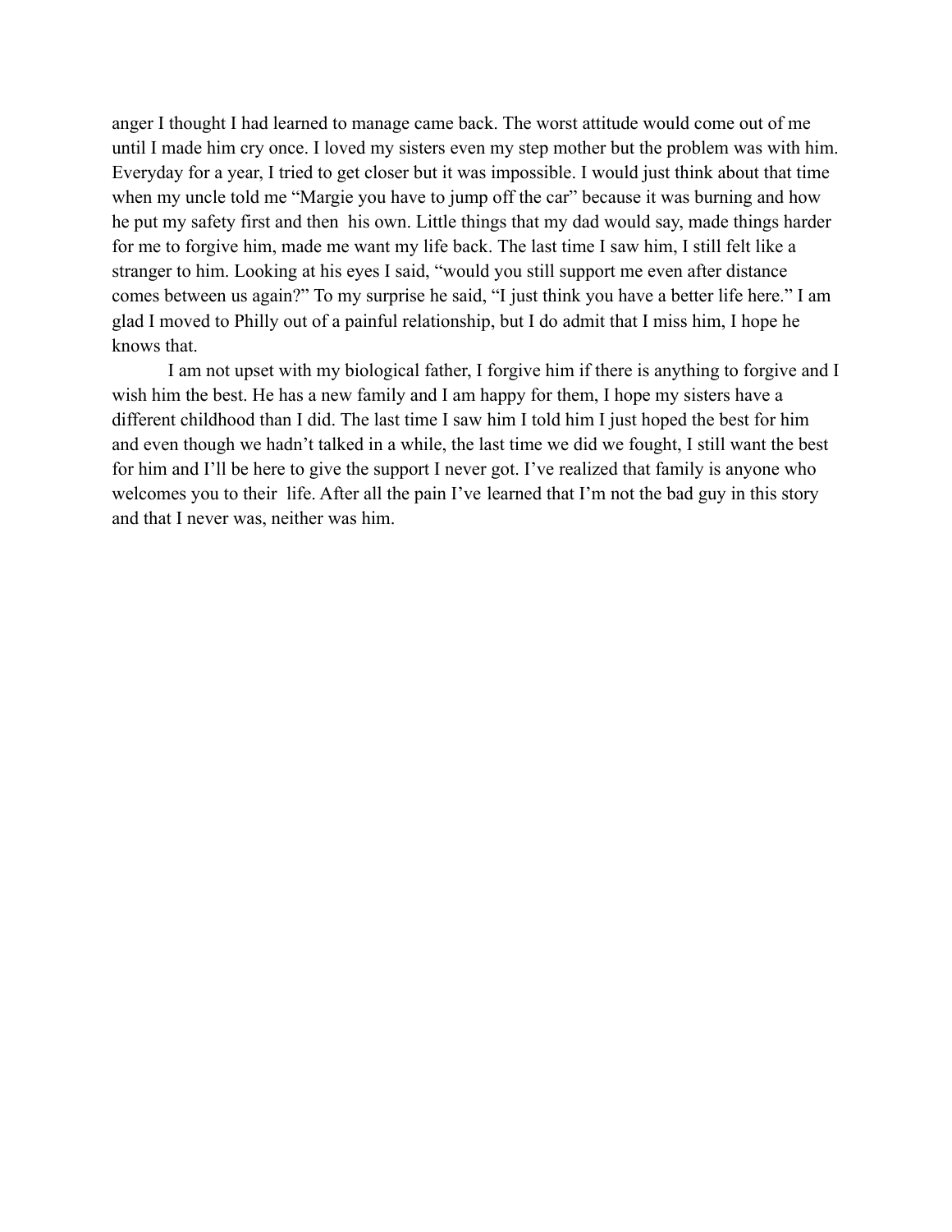anger I thought I had learned to manage came back. The worst attitude would come out of me until I made him cry once. I loved my sisters even my step mother but the problem was with him. Everyday for a year, I tried to get closer but it was impossible. I would just think about that time when my uncle told me "Margie you have to jump off the car" because it was burning and how he put my safety first and then his own. Little things that my dad would say, made things harder for me to forgive him, made me want my life back. The last time I saw him, I still felt like a stranger to him. Looking at his eyes I said, "would you still support me even after distance comes between us again?" To my surprise he said, "I just think you have a better life here." I am glad I moved to Philly out of a painful relationship, but I do admit that I miss him, I hope he knows that.

I am not upset with my biological father, I forgive him if there is anything to forgive and I wish him the best. He has a new family and I am happy for them, I hope my sisters have a different childhood than I did. The last time I saw him I told him I just hoped the best for him and even though we hadn't talked in a while, the last time we did we fought, I still want the best for him and I'll be here to give the support I never got. I've realized that family is anyone who welcomes you to their life. After all the pain I've learned that I'm not the bad guy in this story and that I never was, neither was him.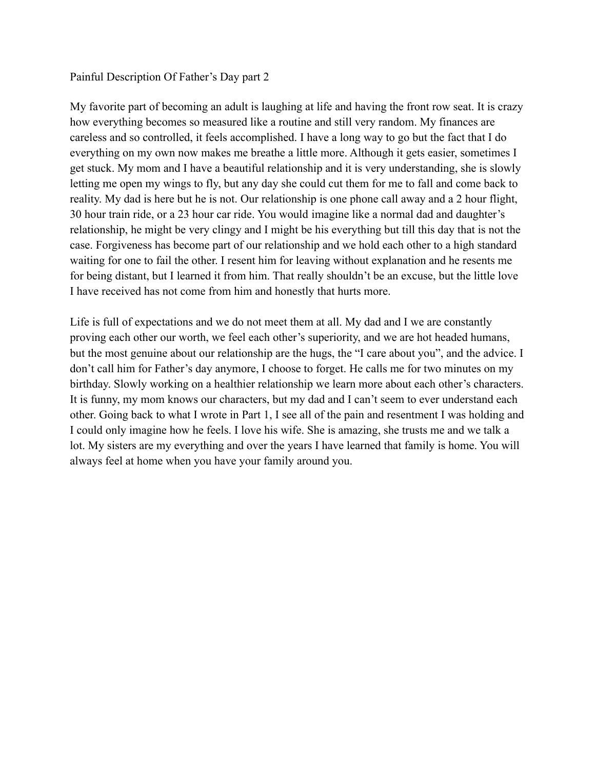Painful Description Of Father's Day part 2

My favorite part of becoming an adult is laughing at life and having the front row seat. It is crazy how everything becomes so measured like a routine and still very random. My finances are careless and so controlled, it feels accomplished. I have a long way to go but the fact that I do everything on my own now makes me breathe a little more. Although it gets easier, sometimes I get stuck. My mom and I have a beautiful relationship and it is very understanding, she is slowly letting me open my wings to fly, but any day she could cut them for me to fall and come back to reality. My dad is here but he is not. Our relationship is one phone call away and a 2 hour flight, 30 hour train ride, or a 23 hour car ride. You would imagine like a normal dad and daughter's relationship, he might be very clingy and I might be his everything but till this day that is not the case. Forgiveness has become part of our relationship and we hold each other to a high standard waiting for one to fail the other. I resent him for leaving without explanation and he resents me for being distant, but I learned it from him. That really shouldn't be an excuse, but the little love I have received has not come from him and honestly that hurts more.

Life is full of expectations and we do not meet them at all. My dad and I we are constantly proving each other our worth, we feel each other's superiority, and we are hot headed humans, but the most genuine about our relationship are the hugs, the "I care about you", and the advice. I don't call him for Father's day anymore, I choose to forget. He calls me for two minutes on my birthday. Slowly working on a healthier relationship we learn more about each other's characters. It is funny, my mom knows our characters, but my dad and I can't seem to ever understand each other. Going back to what I wrote in Part 1, I see all of the pain and resentment I was holding and I could only imagine how he feels. I love his wife. She is amazing, she trusts me and we talk a lot. My sisters are my everything and over the years I have learned that family is home. You will always feel at home when you have your family around you.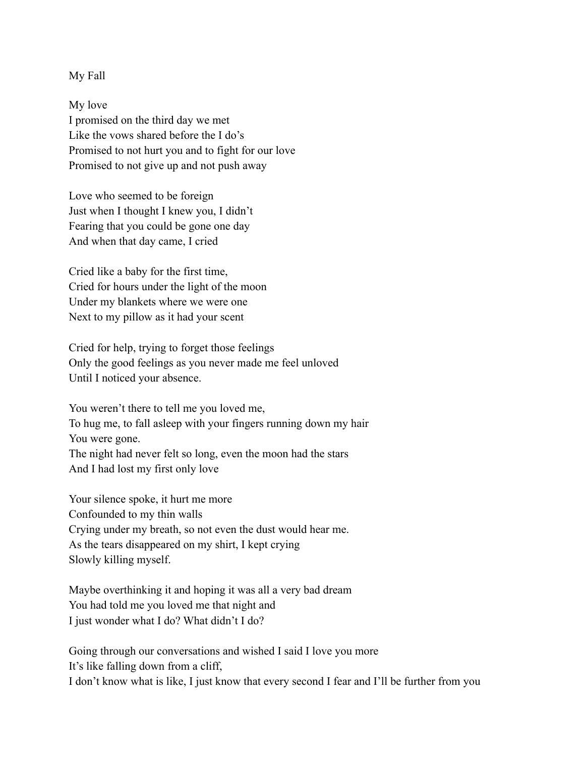My Fall

My love  
I promised on the third day we met  
Like the vows shared before the I do's  
Promised to not hurt you and to fight for our love  
Promised to not give up and not push away

Love who seemed to be foreign  
Just when I thought I knew you, I didn't  
Fearing that you could be gone one day  
And when that day came, I cried

Cried like a baby for the first time,  
Cried for hours under the light of the moon  
Under my blankets where we were one  
Next to my pillow as it had your scent

Cried for help, trying to forget those feelings  
Only the good feelings as you never made me feel unloved  
Until I noticed your absence.

You weren't there to tell me you loved me,  
To hug me, to fall asleep with your fingers running down my hair  
You were gone.  
The night had never felt so long, even the moon had the stars  
And I had lost my first only love

Your silence spoke, it hurt me more  
Confounded to my thin walls  
Crying under my breath, so not even the dust would hear me.  
As the tears disappeared on my shirt, I kept crying  
Slowly killing myself.

Maybe overthinking it and hoping it was all a very bad dream  
You had told me you loved me that night and  
I just wonder what I do? What didn't I do?

Going through our conversations and wished I said I love you more  
It's like falling down from a cliff,  
I don't know what is like, I just know that every second I fear and I'll be further from you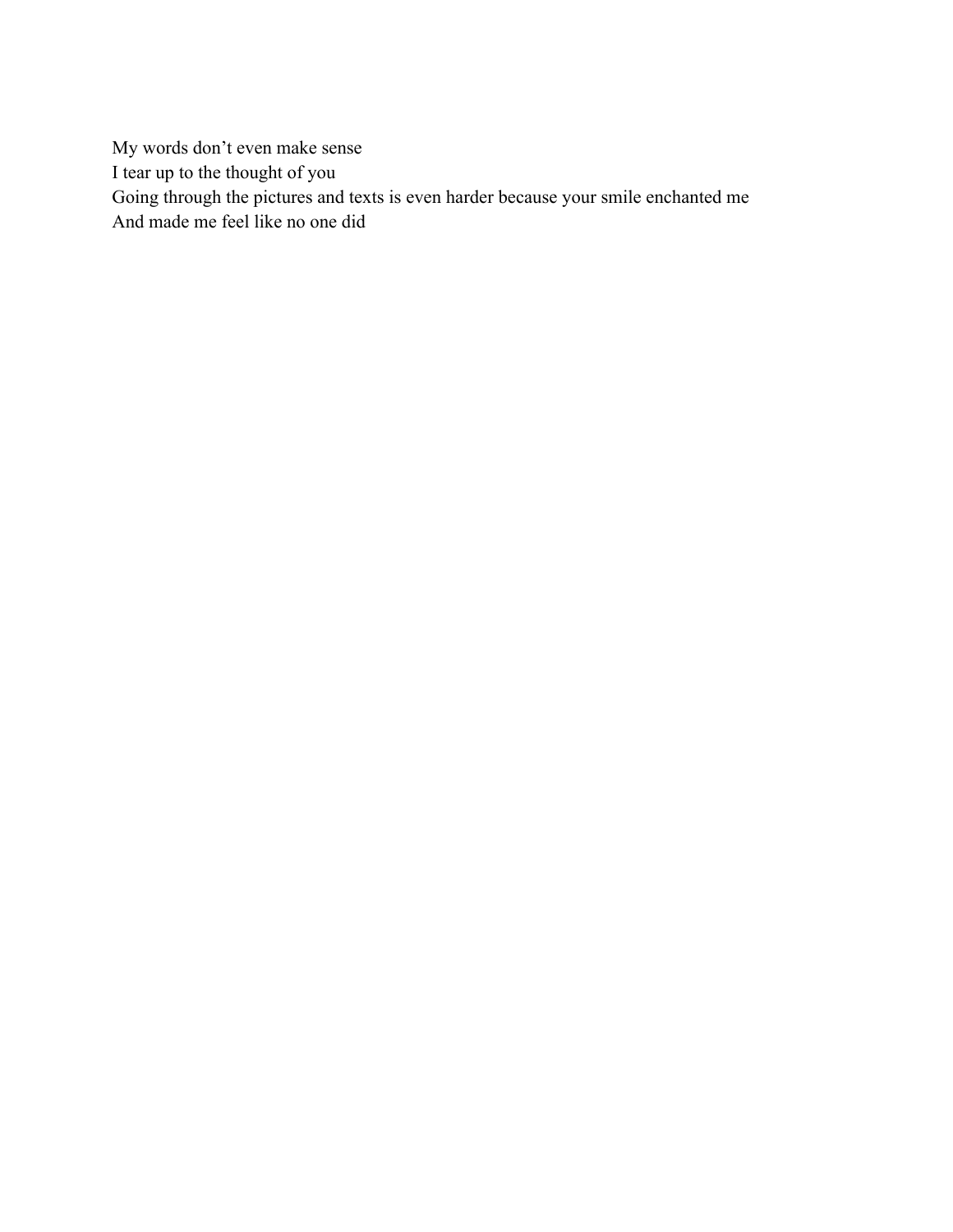My words don't even make sense  
I tear up to the thought of you  
Going through the pictures and texts is even harder because your smile enchanted me  
And made me feel like no one did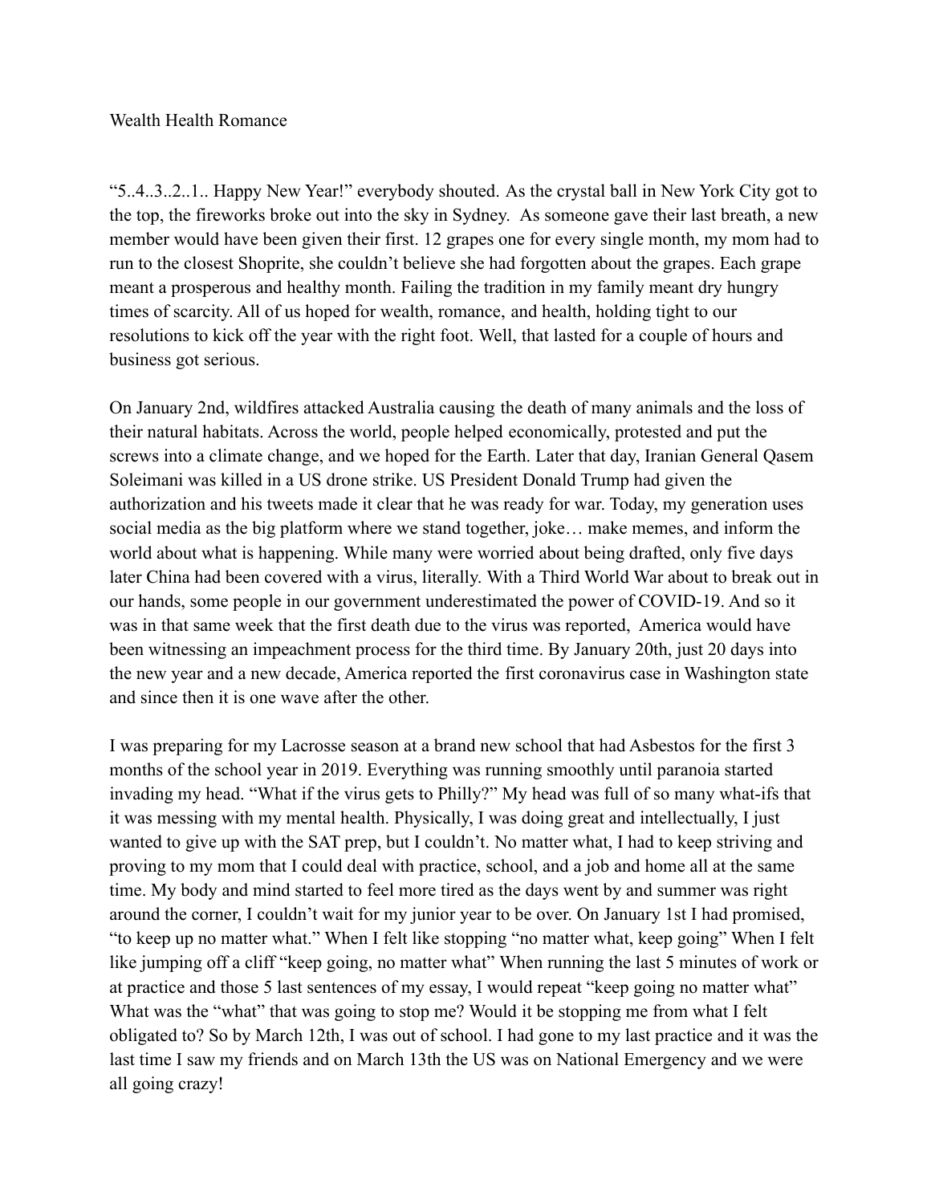Wealth Health Romance

"5..4..3..2..1.. Happy New Year!" everybody shouted. As the crystal ball in New York City got to the top, the fireworks broke out into the sky in Sydney. As someone gave their last breath, a new member would have been given their first. 12 grapes one for every single month, my mom had to run to the closest Shoprite, she couldn't believe she had forgotten about the grapes. Each grape meant a prosperous and healthy month. Failing the tradition in my family meant dry hungry times of scarcity. All of us hoped for wealth, romance, and health, holding tight to our resolutions to kick off the year with the right foot. Well, that lasted for a couple of hours and business got serious.

On January 2nd, wildfires attacked Australia causing the death of many animals and the loss of their natural habitats. Across the world, people helped economically, protested and put the screws into a climate change, and we hoped for the Earth. Later that day, Iranian General Qasem Soleimani was killed in a US drone strike. US President Donald Trump had given the authorization and his tweets made it clear that he was ready for war. Today, my generation uses social media as the big platform where we stand together, joke… make memes, and inform the world about what is happening. While many were worried about being drafted, only five days later China had been covered with a virus, literally. With a Third World War about to break out in our hands, some people in our government underestimated the power of COVID-19. And so it was in that same week that the first death due to the virus was reported, America would have been witnessing an impeachment process for the third time. By January 20th, just 20 days into the new year and a new decade, America reported the first coronavirus case in Washington state and since then it is one wave after the other.

I was preparing for my Lacrosse season at a brand new school that had Asbestos for the first 3 months of the school year in 2019. Everything was running smoothly until paranoia started invading my head. "What if the virus gets to Philly?" My head was full of so many what-ifs that it was messing with my mental health. Physically, I was doing great and intellectually, I just wanted to give up with the SAT prep, but I couldn't. No matter what, I had to keep striving and proving to my mom that I could deal with practice, school, and a job and home all at the same time. My body and mind started to feel more tired as the days went by and summer was right around the corner, I couldn't wait for my junior year to be over. On January 1st I had promised, "to keep up no matter what." When I felt like stopping "no matter what, keep going" When I felt like jumping off a cliff "keep going, no matter what" When running the last 5 minutes of work or at practice and those 5 last sentences of my essay, I would repeat "keep going no matter what" What was the "what" that was going to stop me? Would it be stopping me from what I felt obligated to? So by March 12th, I was out of school. I had gone to my last practice and it was the last time I saw my friends and on March 13th the US was on National Emergency and we were all going crazy!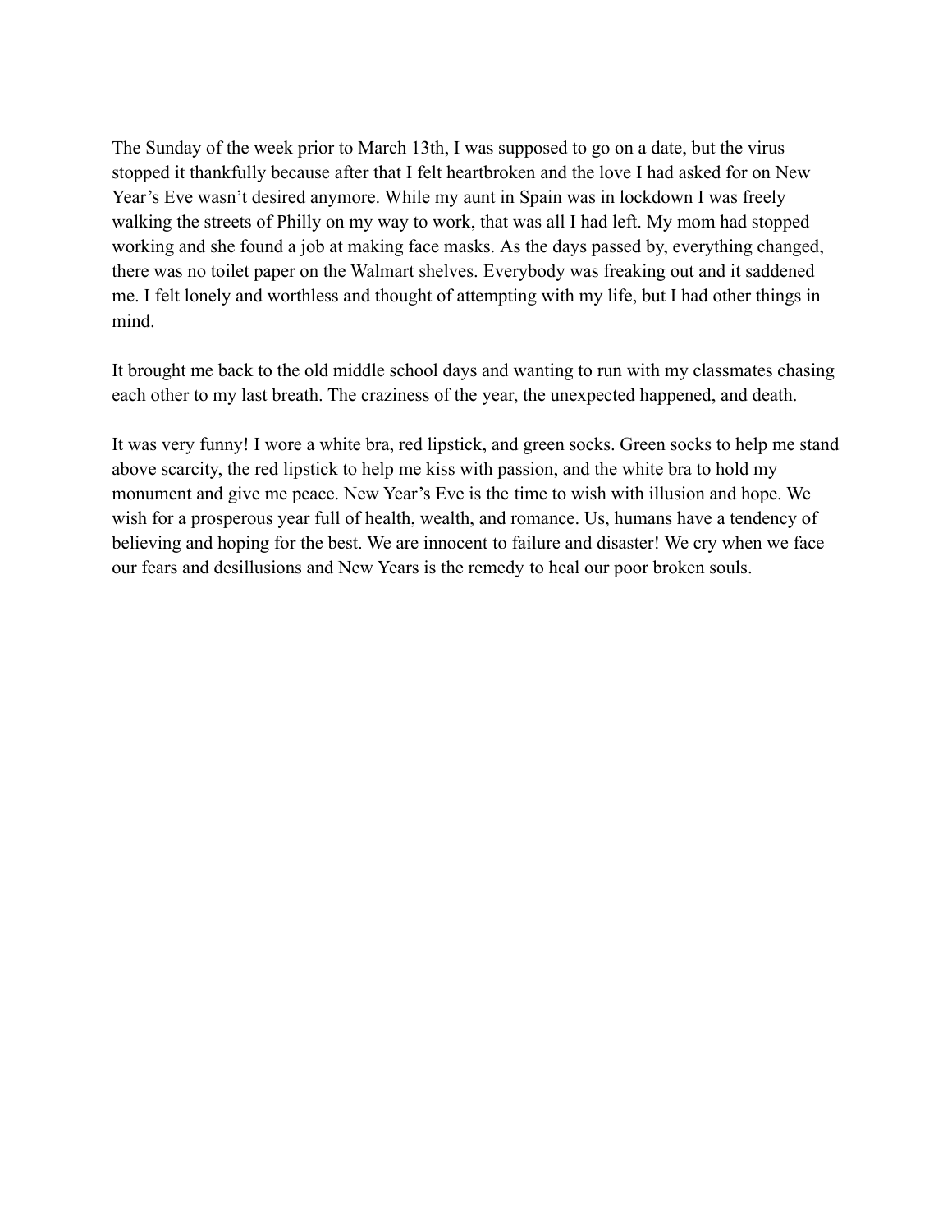The Sunday of the week prior to March 13th, I was supposed to go on a date, but the virus stopped it thankfully because after that I felt heartbroken and the love I had asked for on New Year's Eve wasn't desired anymore. While my aunt in Spain was in lockdown I was freely walking the streets of Philly on my way to work, that was all I had left. My mom had stopped working and she found a job at making face masks. As the days passed by, everything changed, there was no toilet paper on the Walmart shelves. Everybody was freaking out and it saddened me. I felt lonely and worthless and thought of attempting with my life, but I had other things in mind.

It brought me back to the old middle school days and wanting to run with my classmates chasing each other to my last breath. The craziness of the year, the unexpected happened, and death.

It was very funny! I wore a white bra, red lipstick, and green socks. Green socks to help me stand above scarcity, the red lipstick to help me kiss with passion, and the white bra to hold my monument and give me peace. New Year's Eve is the time to wish with illusion and hope. We wish for a prosperous year full of health, wealth, and romance. Us, humans have a tendency of believing and hoping for the best. We are innocent to failure and disaster! We cry when we face our fears and desillusions and New Years is the remedy to heal our poor broken souls.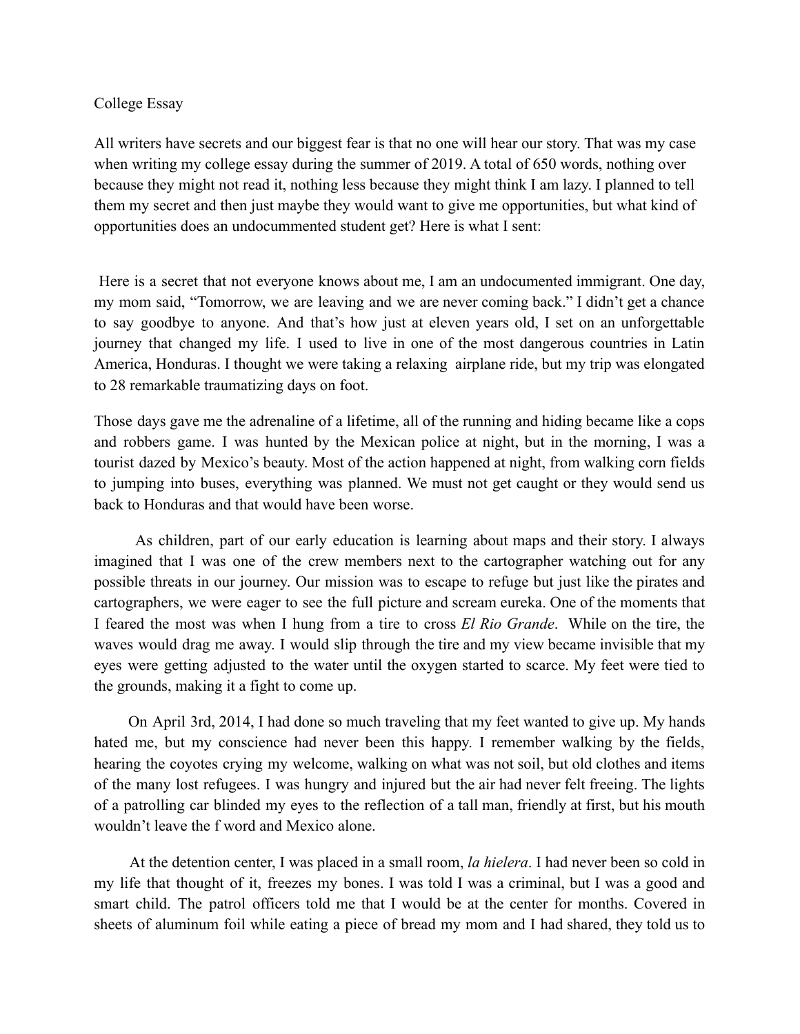College Essay

All writers have secrets and our biggest fear is that no one will hear our story. That was my case when writing my college essay during the summer of 2019. A total of 650 words, nothing over because they might not read it, nothing less because they might think I am lazy. I planned to tell them my secret and then just maybe they would want to give me opportunities, but what kind of opportunities does an undocummented student get? Here is what I sent:

Here is a secret that not everyone knows about me, I am an undocumented immigrant. One day, my mom said, "Tomorrow, we are leaving and we are never coming back." I didn't get a chance to say goodbye to anyone. And that's how just at eleven years old, I set on an unforgettable journey that changed my life. I used to live in one of the most dangerous countries in Latin America, Honduras. I thought we were taking a relaxing airplane ride, but my trip was elongated to 28 remarkable traumatizing days on foot.

Those days gave me the adrenaline of a lifetime, all of the running and hiding became like a cops and robbers game. I was hunted by the Mexican police at night, but in the morning, I was a tourist dazed by Mexico's beauty. Most of the action happened at night, from walking corn fields to jumping into buses, everything was planned. We must not get caught or they would send us back to Honduras and that would have been worse.

As children, part of our early education is learning about maps and their story. I always imagined that I was one of the crew members next to the cartographer watching out for any possible threats in our journey. Our mission was to escape to refuge but just like the pirates and cartographers, we were eager to see the full picture and scream eureka. One of the moments that I feared the most was when I hung from a tire to cross *El Rio Grande*. While on the tire, the waves would drag me away. I would slip through the tire and my view became invisible that my eyes were getting adjusted to the water until the oxygen started to scarce. My feet were tied to the grounds, making it a fight to come up.

On April 3rd, 2014, I had done so much traveling that my feet wanted to give up. My hands hated me, but my conscience had never been this happy. I remember walking by the fields, hearing the coyotes crying my welcome, walking on what was not soil, but old clothes and items of the many lost refugees. I was hungry and injured but the air had never felt freeing. The lights of a patrolling car blinded my eyes to the reflection of a tall man, friendly at first, but his mouth wouldn't leave the f word and Mexico alone.

At the detention center, I was placed in a small room, *la hielera*. I had never been so cold in my life that thought of it, freezes my bones. I was told I was a criminal, but I was a good and smart child. The patrol officers told me that I would be at the center for months. Covered in sheets of aluminum foil while eating a piece of bread my mom and I had shared, they told us to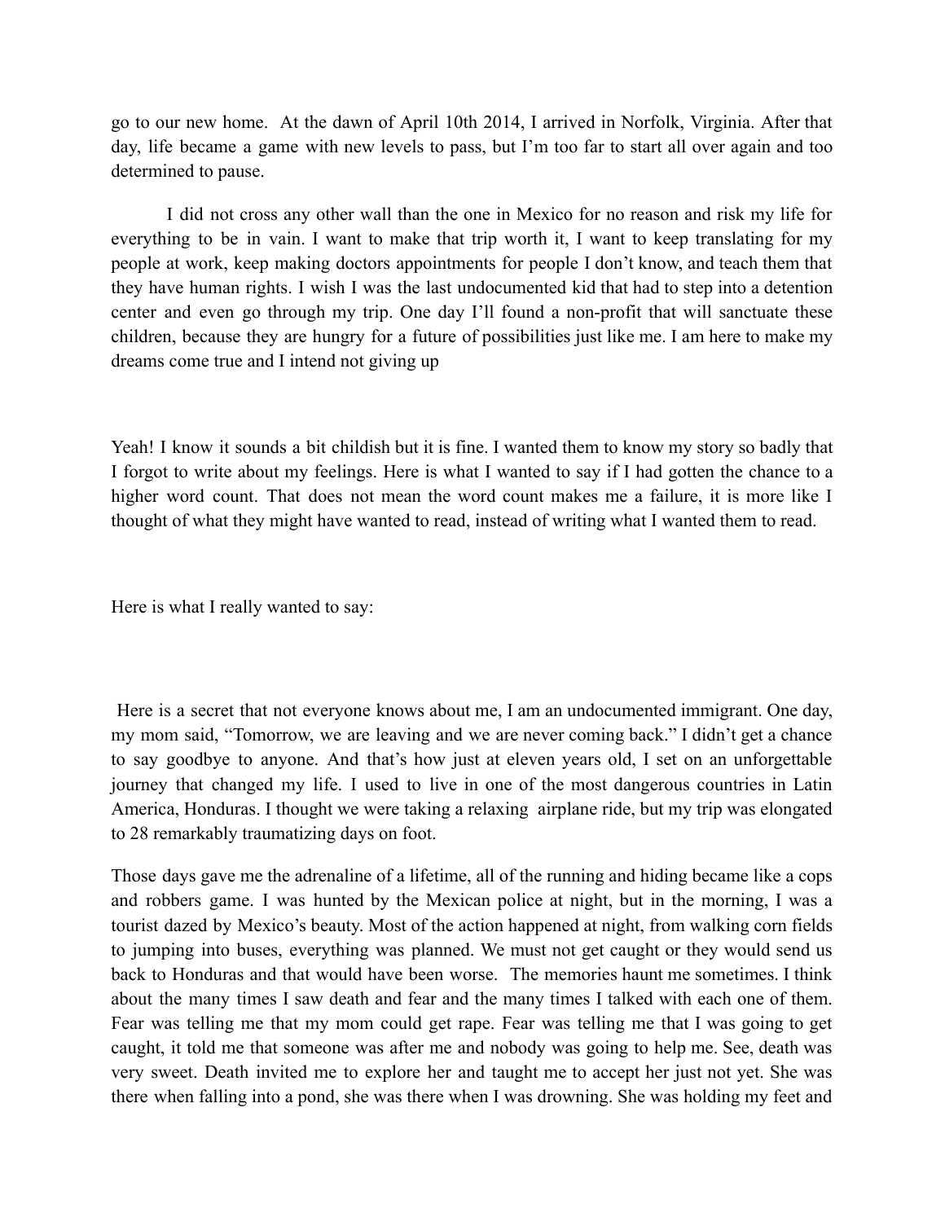go to our new home. At the dawn of April 10th 2014, I arrived in Norfolk, Virginia. After that day, life became a game with new levels to pass, but I'm too far to start all over again and too determined to pause.

I did not cross any other wall than the one in Mexico for no reason and risk my life for everything to be in vain. I want to make that trip worth it, I want to keep translating for my people at work, keep making doctors appointments for people I don't know, and teach them that they have human rights. I wish I was the last undocumented kid that had to step into a detention center and even go through my trip. One day I'll found a non-profit that will sanctuate these children, because they are hungry for a future of possibilities just like me. I am here to make my dreams come true and I intend not giving up

Yeah! I know it sounds a bit childish but it is fine. I wanted them to know my story so badly that I forgot to write about my feelings. Here is what I wanted to say if I had gotten the chance to a higher word count. That does not mean the word count makes me a failure, it is more like I thought of what they might have wanted to read, instead of writing what I wanted them to read.

Here is what I really wanted to say:

Here is a secret that not everyone knows about me, I am an undocumented immigrant. One day, my mom said, "Tomorrow, we are leaving and we are never coming back." I didn't get a chance to say goodbye to anyone. And that's how just at eleven years old, I set on an unforgettable journey that changed my life. I used to live in one of the most dangerous countries in Latin America, Honduras. I thought we were taking a relaxing airplane ride, but my trip was elongated to 28 remarkably traumatizing days on foot.

Those days gave me the adrenaline of a lifetime, all of the running and hiding became like a cops and robbers game. I was hunted by the Mexican police at night, but in the morning, I was a tourist dazed by Mexico's beauty. Most of the action happened at night, from walking corn fields to jumping into buses, everything was planned. We must not get caught or they would send us back to Honduras and that would have been worse. The memories haunt me sometimes. I think about the many times I saw death and fear and the many times I talked with each one of them. Fear was telling me that my mom could get rape. Fear was telling me that I was going to get caught, it told me that someone was after me and nobody was going to help me. See, death was very sweet. Death invited me to explore her and taught me to accept her just not yet. She was there when falling into a pond, she was there when I was drowning. She was holding my feet and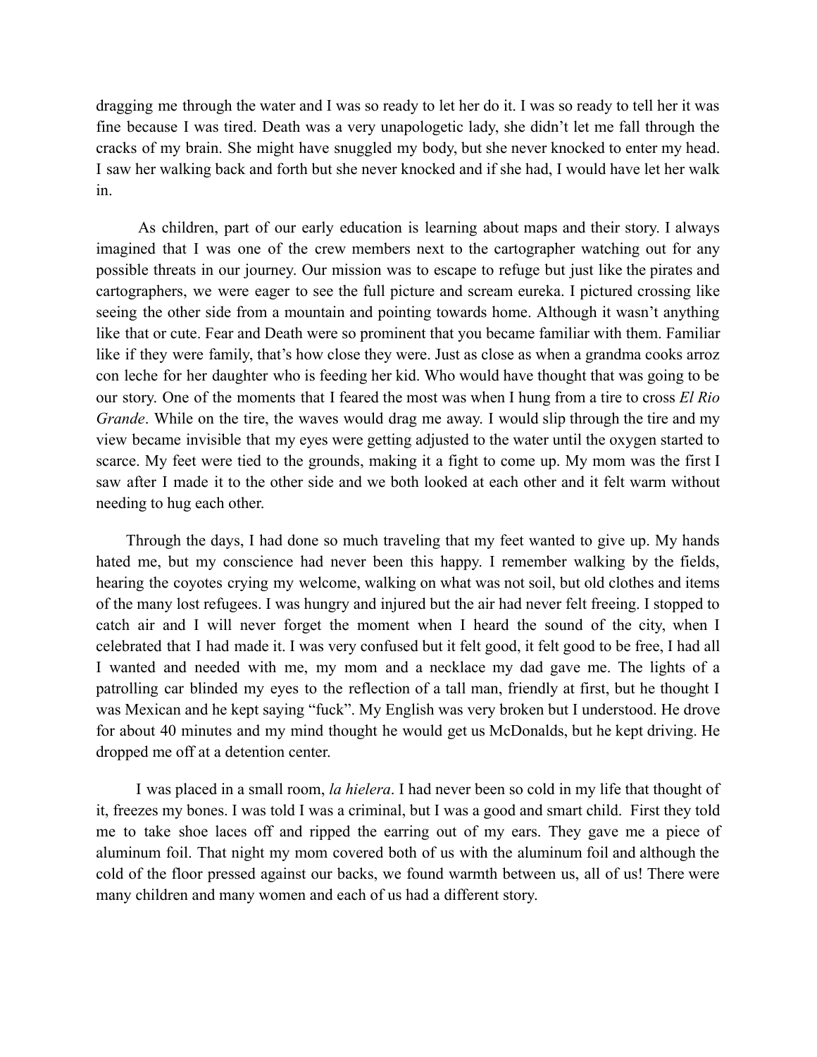dragging me through the water and I was so ready to let her do it. I was so ready to tell her it was fine because I was tired. Death was a very unapologetic lady, she didn't let me fall through the cracks of my brain. She might have snuggled my body, but she never knocked to enter my head. I saw her walking back and forth but she never knocked and if she had, I would have let her walk in.

As children, part of our early education is learning about maps and their story. I always imagined that I was one of the crew members next to the cartographer watching out for any possible threats in our journey. Our mission was to escape to refuge but just like the pirates and cartographers, we were eager to see the full picture and scream eureka. I pictured crossing like seeing the other side from a mountain and pointing towards home. Although it wasn't anything like that or cute. Fear and Death were so prominent that you became familiar with them. Familiar like if they were family, that's how close they were. Just as close as when a grandma cooks arroz con leche for her daughter who is feeding her kid. Who would have thought that was going to be our story. One of the moments that I feared the most was when I hung from a tire to cross *El Rio Grande*. While on the tire, the waves would drag me away. I would slip through the tire and my view became invisible that my eyes were getting adjusted to the water until the oxygen started to scarce. My feet were tied to the grounds, making it a fight to come up. My mom was the first I saw after I made it to the other side and we both looked at each other and it felt warm without needing to hug each other.

Through the days, I had done so much traveling that my feet wanted to give up. My hands hated me, but my conscience had never been this happy. I remember walking by the fields, hearing the coyotes crying my welcome, walking on what was not soil, but old clothes and items of the many lost refugees. I was hungry and injured but the air had never felt freeing. I stopped to catch air and I will never forget the moment when I heard the sound of the city, when I celebrated that I had made it. I was very confused but it felt good, it felt good to be free, I had all I wanted and needed with me, my mom and a necklace my dad gave me. The lights of a patrolling car blinded my eyes to the reflection of a tall man, friendly at first, but he thought I was Mexican and he kept saying "fuck". My English was very broken but I understood. He drove for about 40 minutes and my mind thought he would get us McDonalds, but he kept driving. He dropped me off at a detention center.

I was placed in a small room, *la hielera*. I had never been so cold in my life that thought of it, freezes my bones. I was told I was a criminal, but I was a good and smart child. First they told me to take shoe laces off and ripped the earring out of my ears. They gave me a piece of aluminum foil. That night my mom covered both of us with the aluminum foil and although the cold of the floor pressed against our backs, we found warmth between us, all of us! There were many children and many women and each of us had a different story.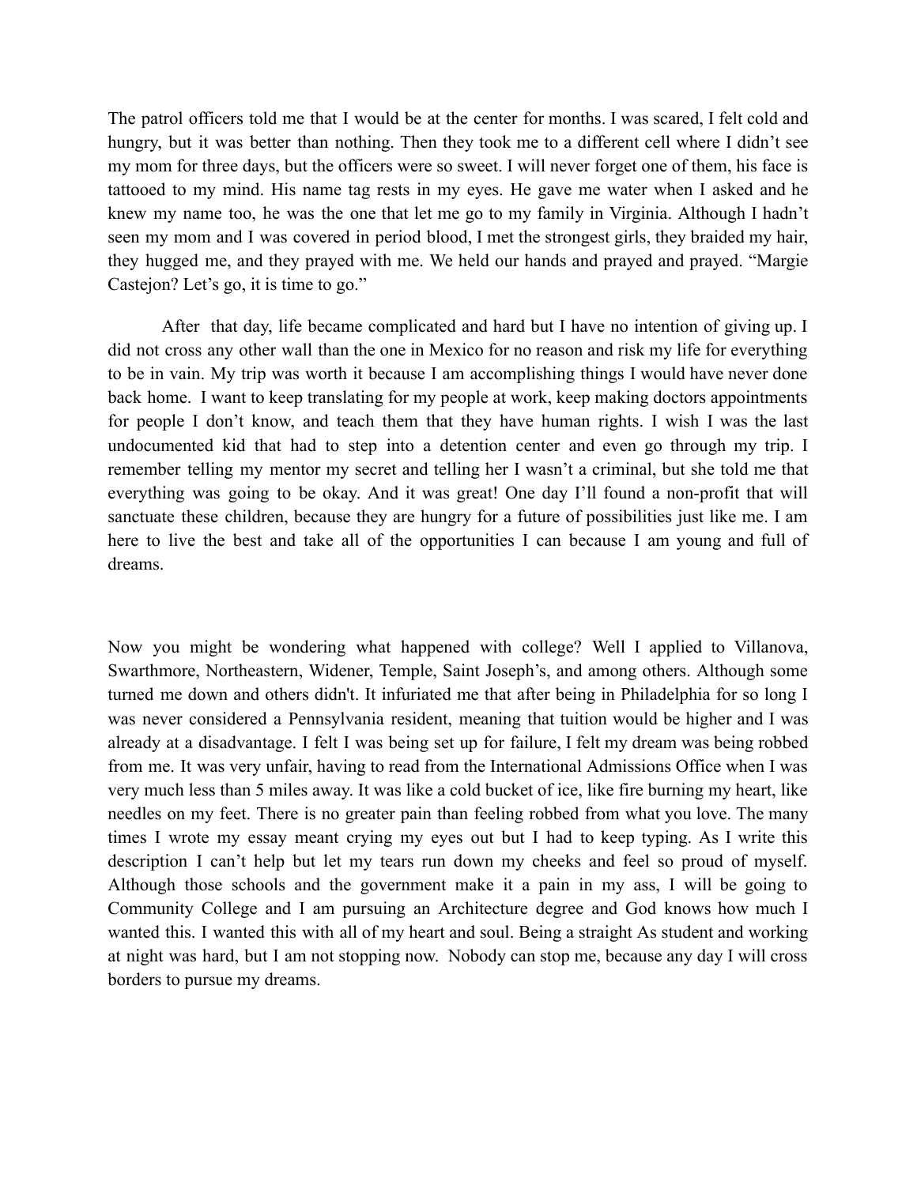The patrol officers told me that I would be at the center for months. I was scared, I felt cold and hungry, but it was better than nothing. Then they took me to a different cell where I didn't see my mom for three days, but the officers were so sweet. I will never forget one of them, his face is tattooed to my mind. His name tag rests in my eyes. He gave me water when I asked and he knew my name too, he was the one that let me go to my family in Virginia. Although I hadn't seen my mom and I was covered in period blood, I met the strongest girls, they braided my hair, they hugged me, and they prayed with me. We held our hands and prayed and prayed. "Margie Castejon? Let's go, it is time to go."

After that day, life became complicated and hard but I have no intention of giving up. I did not cross any other wall than the one in Mexico for no reason and risk my life for everything to be in vain. My trip was worth it because I am accomplishing things I would have never done back home. I want to keep translating for my people at work, keep making doctors appointments for people I don't know, and teach them that they have human rights. I wish I was the last undocumented kid that had to step into a detention center and even go through my trip. I remember telling my mentor my secret and telling her I wasn't a criminal, but she told me that everything was going to be okay. And it was great! One day I'll found a non-profit that will sanctuate these children, because they are hungry for a future of possibilities just like me. I am here to live the best and take all of the opportunities I can because I am young and full of dreams.

Now you might be wondering what happened with college? Well I applied to Villanova, Swarthmore, Northeastern, Widener, Temple, Saint Joseph's, and among others. Although some turned me down and others didn't. It infuriated me that after being in Philadelphia for so long I was never considered a Pennsylvania resident, meaning that tuition would be higher and I was already at a disadvantage. I felt I was being set up for failure, I felt my dream was being robbed from me. It was very unfair, having to read from the International Admissions Office when I was very much less than 5 miles away. It was like a cold bucket of ice, like fire burning my heart, like needles on my feet. There is no greater pain than feeling robbed from what you love. The many times I wrote my essay meant crying my eyes out but I had to keep typing. As I write this description I can't help but let my tears run down my cheeks and feel so proud of myself. Although those schools and the government make it a pain in my ass, I will be going to Community College and I am pursuing an Architecture degree and God knows how much I wanted this. I wanted this with all of my heart and soul. Being a straight As student and working at night was hard, but I am not stopping now. Nobody can stop me, because any day I will cross borders to pursue my dreams.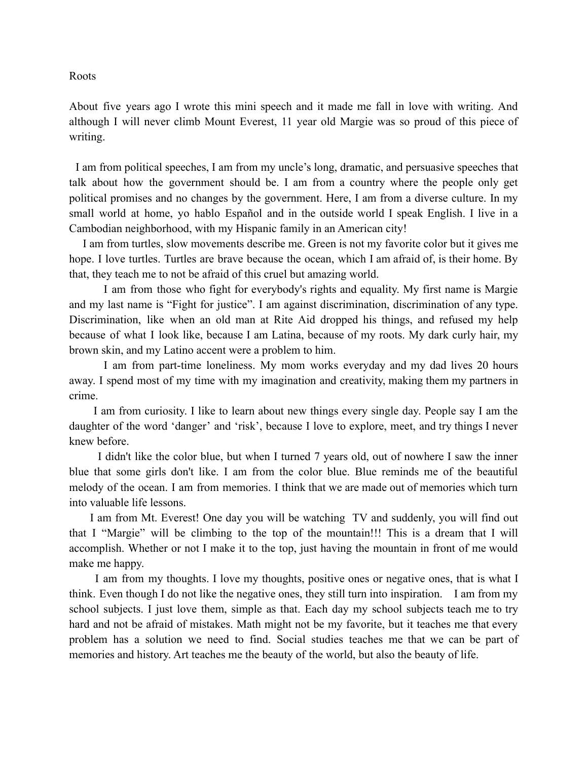# Roots

About five years ago I wrote this mini speech and it made me fall in love with writing. And although I will never climb Mount Everest, 11 year old Margie was so proud of this piece of writing.

I am from political speeches, I am from my uncle's long, dramatic, and persuasive speeches that talk about how the government should be. I am from a country where the people only get political promises and no changes by the government. Here, I am from a diverse culture. In my small world at home, yo hablo Español and in the outside world I speak English. I live in a Cambodian neighborhood, with my Hispanic family in an American city!

I am from turtles, slow movements describe me. Green is not my favorite color but it gives me hope. I love turtles. Turtles are brave because the ocean, which I am afraid of, is their home. By that, they teach me to not be afraid of this cruel but amazing world.

I am from those who fight for everybody's rights and equality. My first name is Margie and my last name is "Fight for justice". I am against discrimination, discrimination of any type. Discrimination, like when an old man at Rite Aid dropped his things, and refused my help because of what I look like, because I am Latina, because of my roots. My dark curly hair, my brown skin, and my Latino accent were a problem to him.

I am from part-time loneliness. My mom works everyday and my dad lives 20 hours away. I spend most of my time with my imagination and creativity, making them my partners in crime.

I am from curiosity. I like to learn about new things every single day. People say I am the daughter of the word 'danger' and 'risk', because I love to explore, meet, and try things I never knew before.

I didn't like the color blue, but when I turned 7 years old, out of nowhere I saw the inner blue that some girls don't like. I am from the color blue. Blue reminds me of the beautiful melody of the ocean. I am from memories. I think that we are made out of memories which turn into valuable life lessons.

I am from Mt. Everest! One day you will be watching TV and suddenly, you will find out that I "Margie" will be climbing to the top of the mountain!!! This is a dream that I will accomplish. Whether or not I make it to the top, just having the mountain in front of me would make me happy.

I am from my thoughts. I love my thoughts, positive ones or negative ones, that is what I think. Even though I do not like the negative ones, they still turn into inspiration. I am from my school subjects. I just love them, simple as that. Each day my school subjects teach me to try hard and not be afraid of mistakes. Math might not be my favorite, but it teaches me that every problem has a solution we need to find. Social studies teaches me that we can be part of memories and history. Art teaches me the beauty of the world, but also the beauty of life.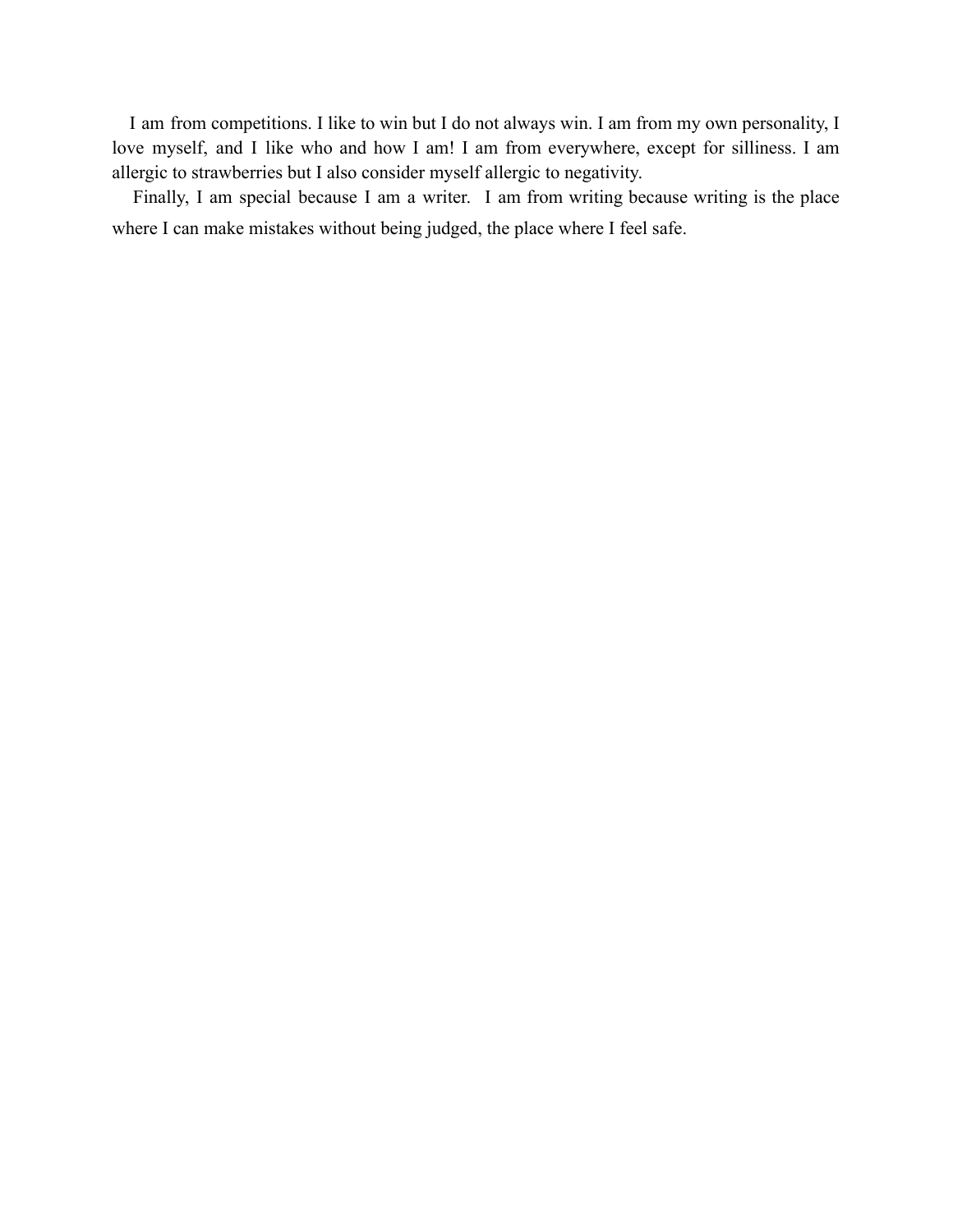I am from competitions. I like to win but I do not always win. I am from my own personality, I love myself, and I like who and how I am! I am from everywhere, except for silliness. I am allergic to strawberries but I also consider myself allergic to negativity.

Finally, I am special because I am a writer. I am from writing because writing is the place where I can make mistakes without being judged, the place where I feel safe.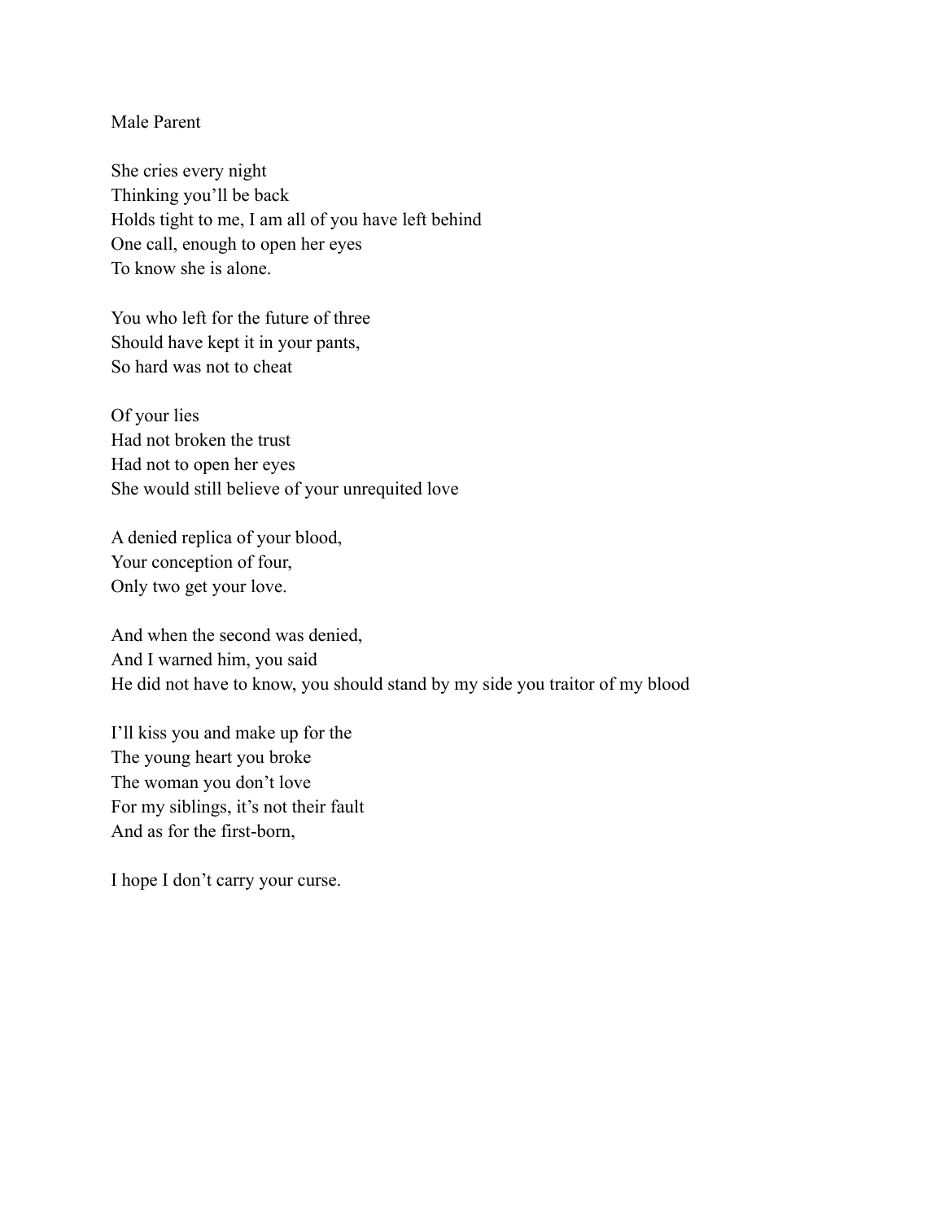Male Parent

She cries every night  
Thinking you'll be back  
Holds tight to me, I am all of you have left behind  
One call, enough to open her eyes  
To know she is alone.

You who left for the future of three  
Should have kept it in your pants,  
So hard was not to cheat

Of your lies  
Had not broken the trust  
Had not to open her eyes  
She would still believe of your unrequited love

A denied replica of your blood,  
Your conception of four,  
Only two get your love.

And when the second was denied,  
And I warned him, you said  
He did not have to know, you should stand by my side you traitor of my blood

I'll kiss you and make up for the  
The young heart you broke  
The woman you don't love  
For my siblings, it's not their fault  
And as for the first-born,

I hope I don't carry your curse.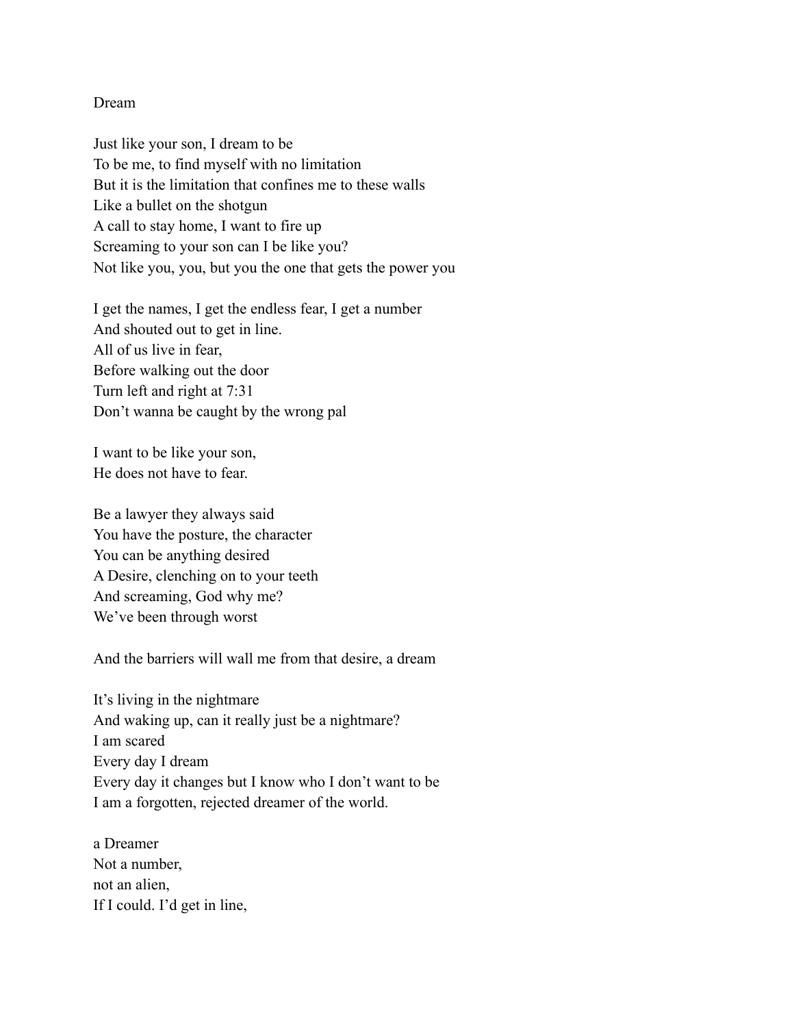Dream

Just like your son, I dream to be
To be me, to find myself with no limitation
But it is the limitation that confines me to these walls
Like a bullet on the shotgun
A call to stay home, I want to fire up
Screaming to your son can I be like you?
Not like you, you, but you the one that gets the power you

I get the names, I get the endless fear, I get a number
And shouted out to get in line.
All of us live in fear,
Before walking out the door
Turn left and right at 7:31
Don't wanna be caught by the wrong pal

I want to be like your son,
He does not have to fear.

Be a lawyer they always said
You have the posture, the character
You can be anything desired
A Desire, clenching on to your teeth
And screaming, God why me?
We've been through worst

And the barriers will wall me from that desire, a dream

It's living in the nightmare
And waking up, can it really just be a nightmare?
I am scared
Every day I dream
Every day it changes but I know who I don't want to be
I am a forgotten, rejected dreamer of the world.

a Dreamer
Not a number,
not an alien,
If I could. I'd get in line,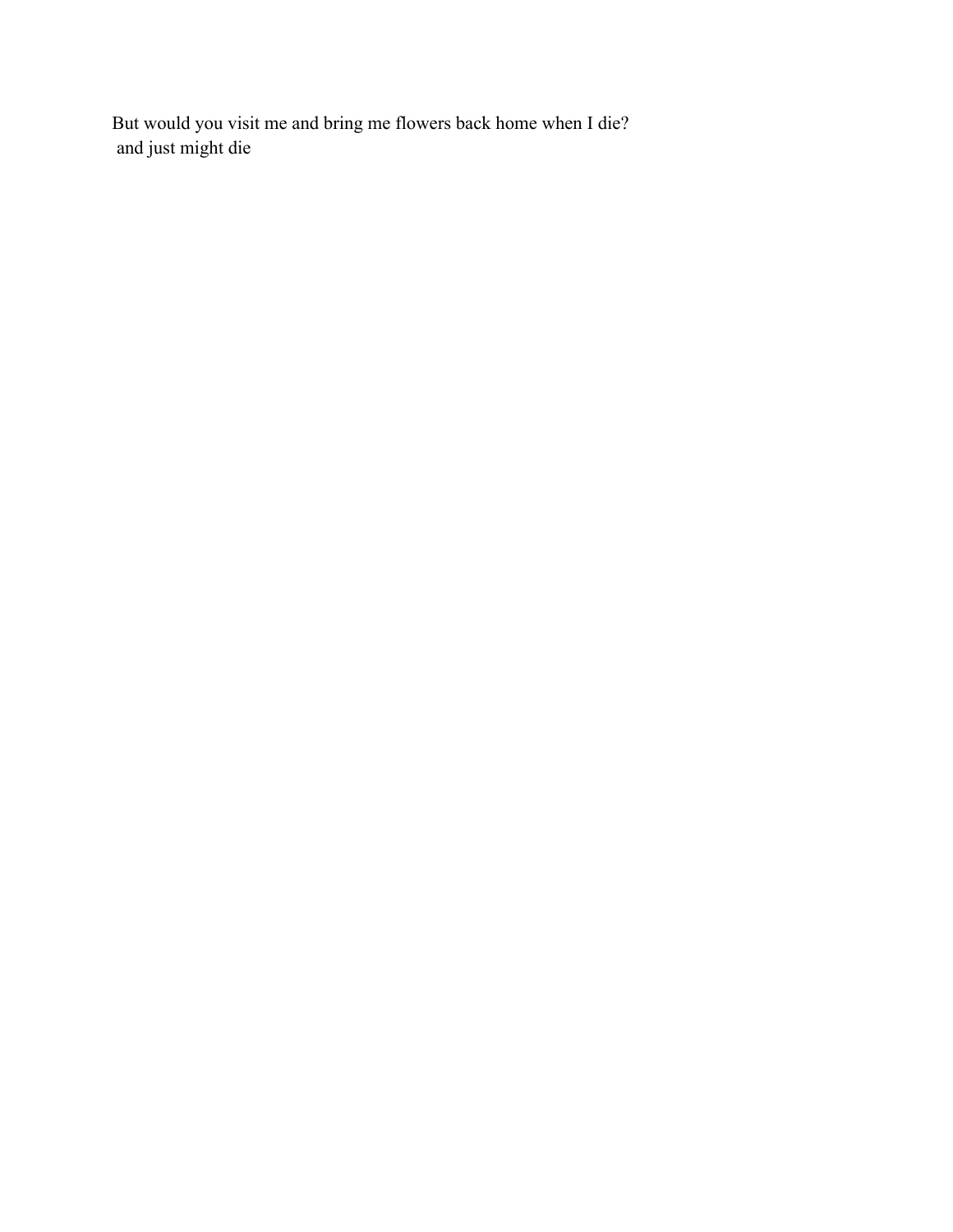But would you visit me and bring me flowers back home when I die?
and just might die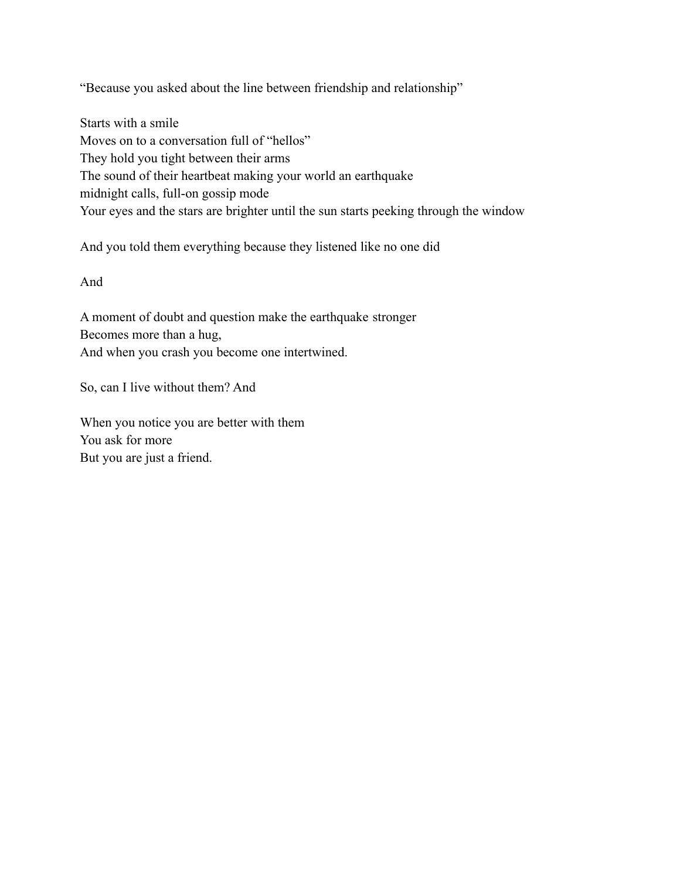"Because you asked about the line between friendship and relationship"

Starts with a smile  
Moves on to a conversation full of "hellos"  
They hold you tight between their arms  
The sound of their heartbeat making your world an earthquake  
midnight calls, full-on gossip mode  
Your eyes and the stars are brighter until the sun starts peeking through the window

And you told them everything because they listened like no one did

And

A moment of doubt and question make the earthquake stronger  
Becomes more than a hug,  
And when you crash you become one intertwined.

So, can I live without them? And

When you notice you are better with them  
You ask for more  
But you are just a friend.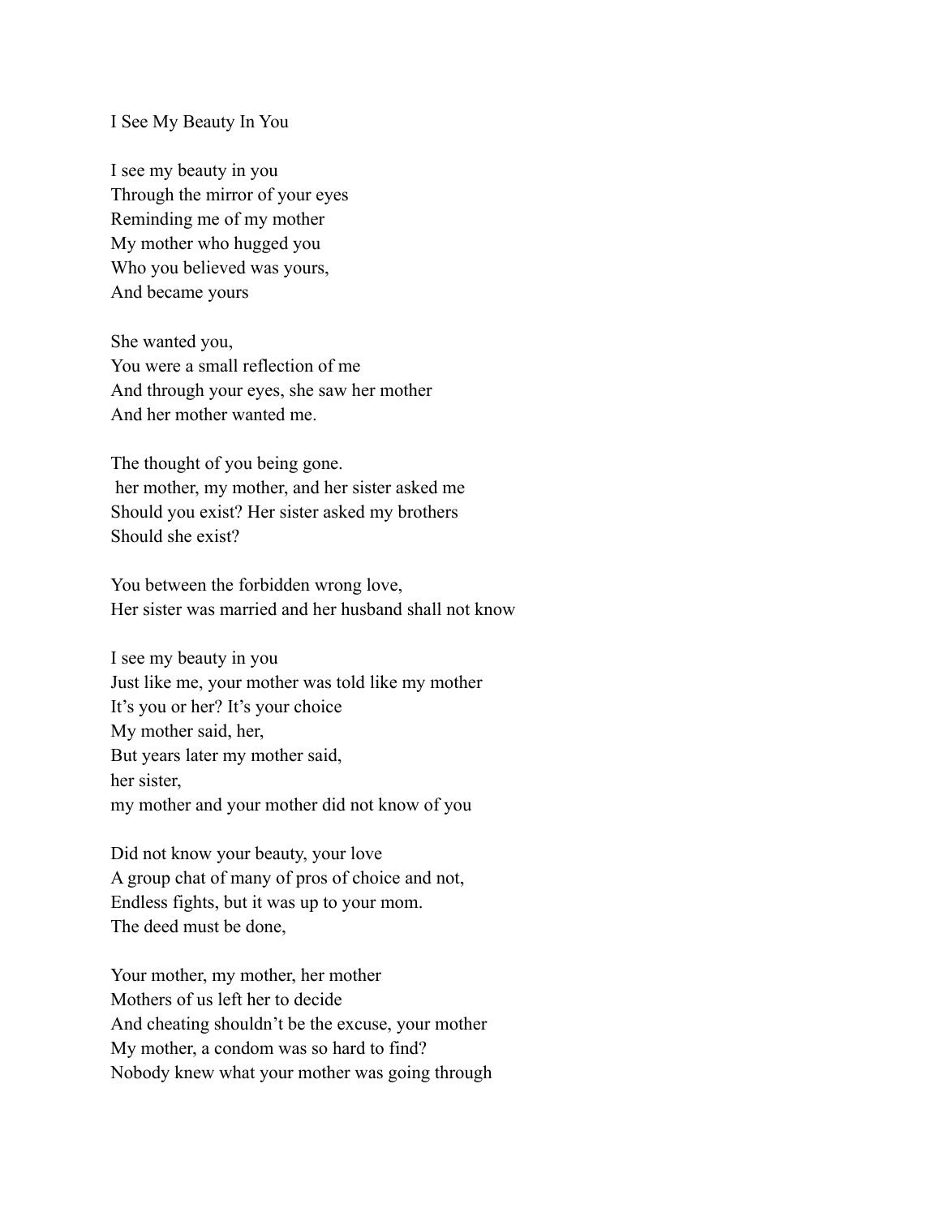I See My Beauty In You

I see my beauty in you  
Through the mirror of your eyes  
Reminding me of my mother  
My mother who hugged you  
Who you believed was yours,  
And became yours

She wanted you,  
You were a small reflection of me  
And through your eyes, she saw her mother  
And her mother wanted me.

The thought of you being gone.  
her mother, my mother, and her sister asked me  
Should you exist? Her sister asked my brothers  
Should she exist?

You between the forbidden wrong love,  
Her sister was married and her husband shall not know

I see my beauty in you  
Just like me, your mother was told like my mother  
It's you or her? It's your choice  
My mother said, her,  
But years later my mother said,  
her sister,  
my mother and your mother did not know of you

Did not know your beauty, your love  
A group chat of many of pros of choice and not,  
Endless fights, but it was up to your mom.  
The deed must be done,

Your mother, my mother, her mother  
Mothers of us left her to decide  
And cheating shouldn't be the excuse, your mother  
My mother, a condom was so hard to find?  
Nobody knew what your mother was going through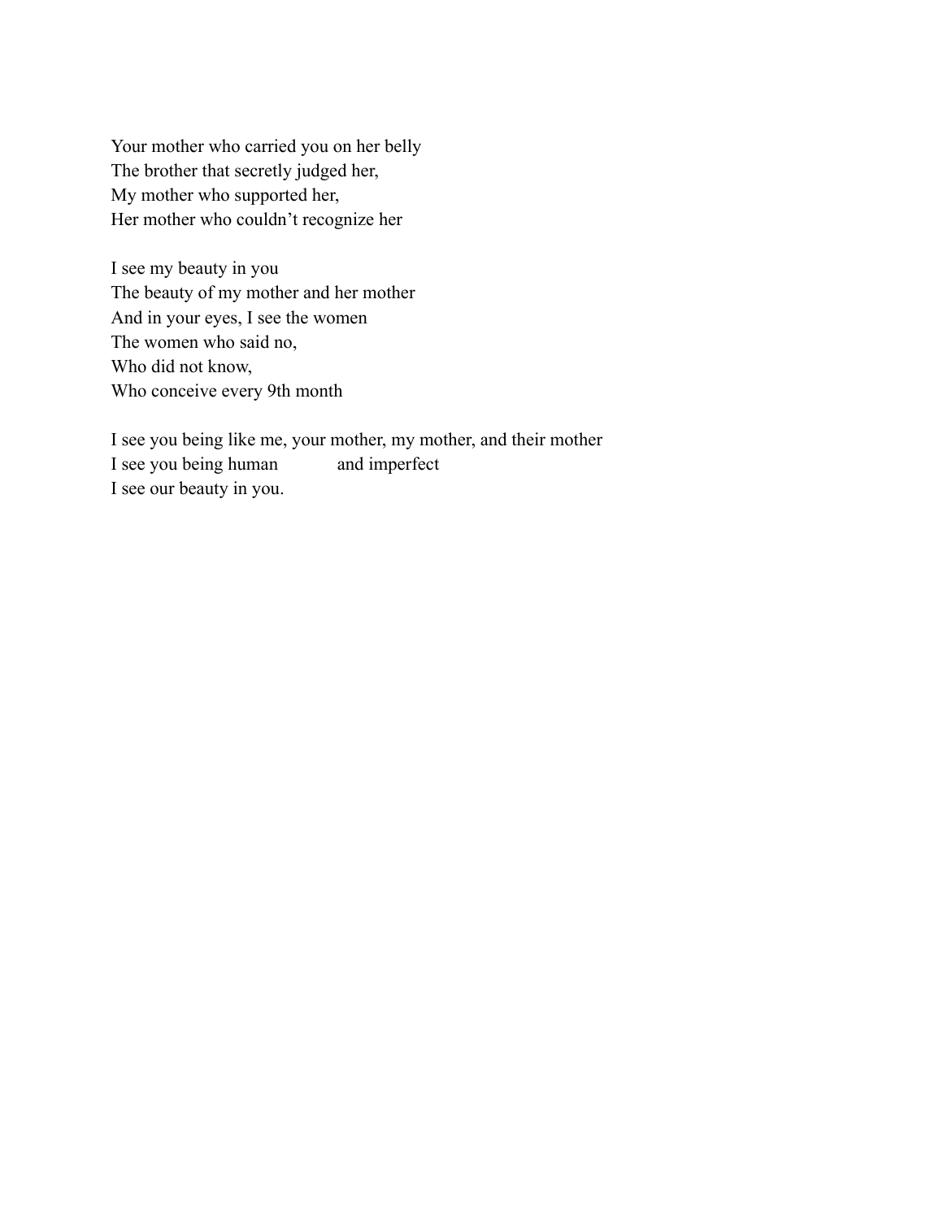Your mother who carried you on her belly
The brother that secretly judged her,
My mother who supported her,
Her mother who couldn't recognize her

I see my beauty in you
The beauty of my mother and her mother
And in your eyes, I see the women
The women who said no,
Who did not know,
Who conceive every 9th month

I see you being like me, your mother, my mother, and their mother
I see you being human           and imperfect
I see our beauty in you.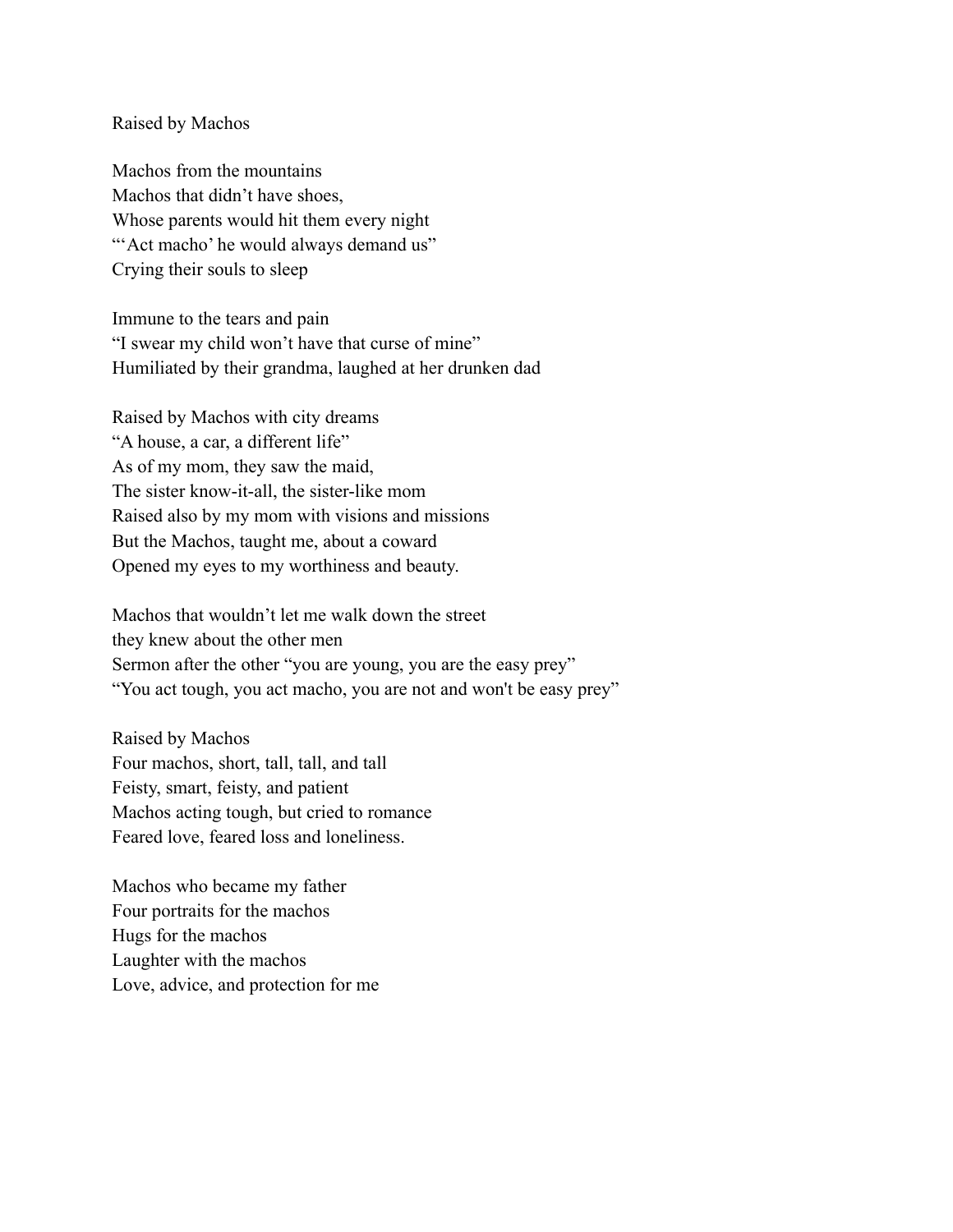# Raised by Machos

Machos from the mountains
Machos that didn't have shoes,
Whose parents would hit them every night
"'Act macho' he would always demand us"
Crying their souls to sleep

Immune to the tears and pain
"I swear my child won't have that curse of mine"
Humiliated by their grandma, laughed at her drunken dad

Raised by Machos with city dreams
"A house, a car, a different life"
As of my mom, they saw the maid,
The sister know-it-all, the sister-like mom
Raised also by my mom with visions and missions
But the Machos, taught me, about a coward
Opened my eyes to my worthiness and beauty.

Machos that wouldn't let me walk down the street
they knew about the other men
Sermon after the other "you are young, you are the easy prey"
"You act tough, you act macho, you are not and won't be easy prey"

Raised by Machos
Four machos, short, tall, tall, and tall
Feisty, smart, feisty, and patient
Machos acting tough, but cried to romance
Feared love, feared loss and loneliness.

Machos who became my father
Four portraits for the machos
Hugs for the machos
Laughter with the machos
Love, advice, and protection for me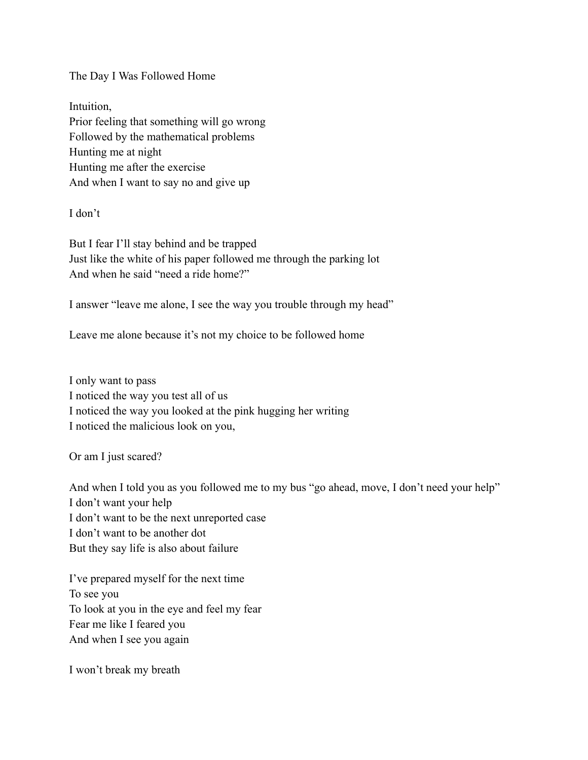## The Day I Was Followed Home

Intuition,
Prior feeling that something will go wrong
Followed by the mathematical problems
Hunting me at night
Hunting me after the exercise
And when I want to say no and give up

I don't

But I fear I'll stay behind and be trapped
Just like the white of his paper followed me through the parking lot
And when he said "need a ride home?"

I answer "leave me alone, I see the way you trouble through my head"

Leave me alone because it's not my choice to be followed home

I only want to pass
I noticed the way you test all of us
I noticed the way you looked at the pink hugging her writing
I noticed the malicious look on you,

Or am I just scared?

And when I told you as you followed me to my bus "go ahead, move, I don't need your help"
I don't want your help
I don't want to be the next unreported case
I don't want to be another dot
But they say life is also about failure

I've prepared myself for the next time
To see you
To look at you in the eye and feel my fear
Fear me like I feared you
And when I see you again

I won't break my breath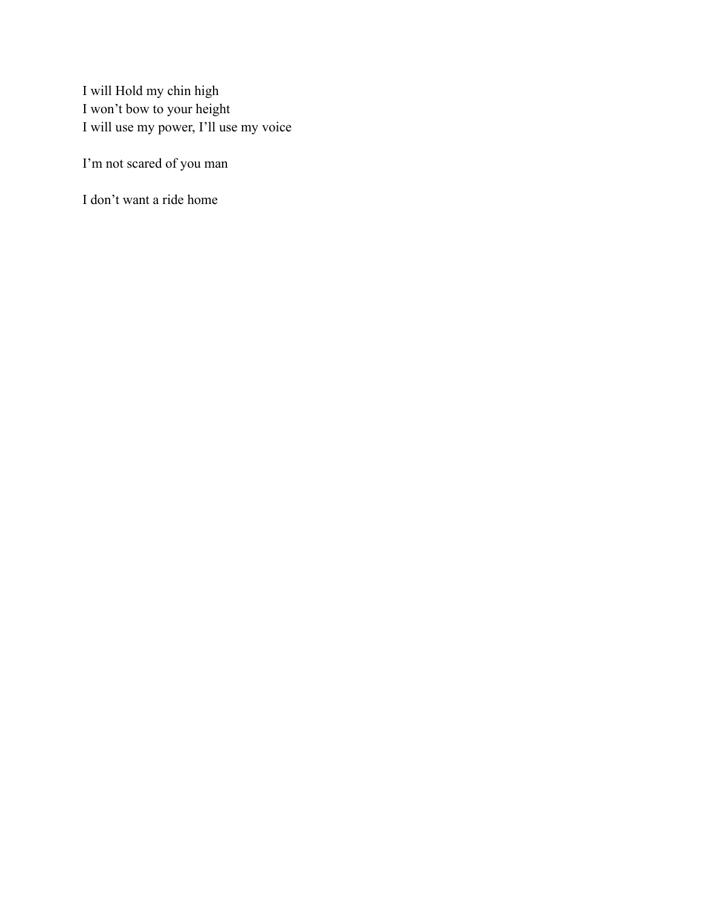I will Hold my chin high
I won't bow to your height
I will use my power, I'll use my voice

I'm not scared of you man

I don't want a ride home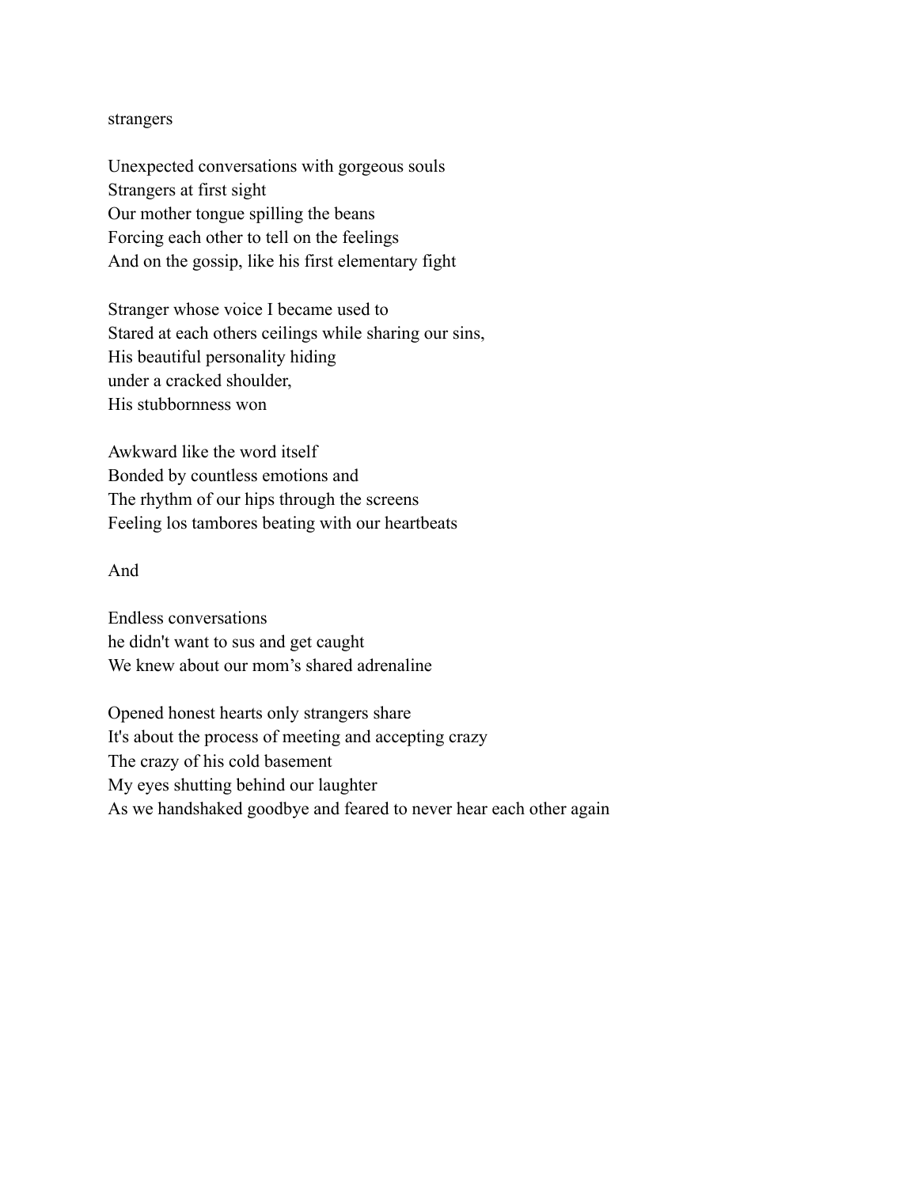strangers

Unexpected conversations with gorgeous souls  
Strangers at first sight  
Our mother tongue spilling the beans  
Forcing each other to tell on the feelings  
And on the gossip, like his first elementary fight

Stranger whose voice I became used to  
Stared at each others ceilings while sharing our sins,  
His beautiful personality hiding  
under a cracked shoulder,  
His stubbornness won

Awkward like the word itself  
Bonded by countless emotions and  
The rhythm of our hips through the screens  
Feeling los tambores beating with our heartbeats

And

Endless conversations  
he didn't want to sus and get caught  
We knew about our mom's shared adrenaline

Opened honest hearts only strangers share  
It's about the process of meeting and accepting crazy  
The crazy of his cold basement  
My eyes shutting behind our laughter  
As we handshaked goodbye and feared to never hear each other again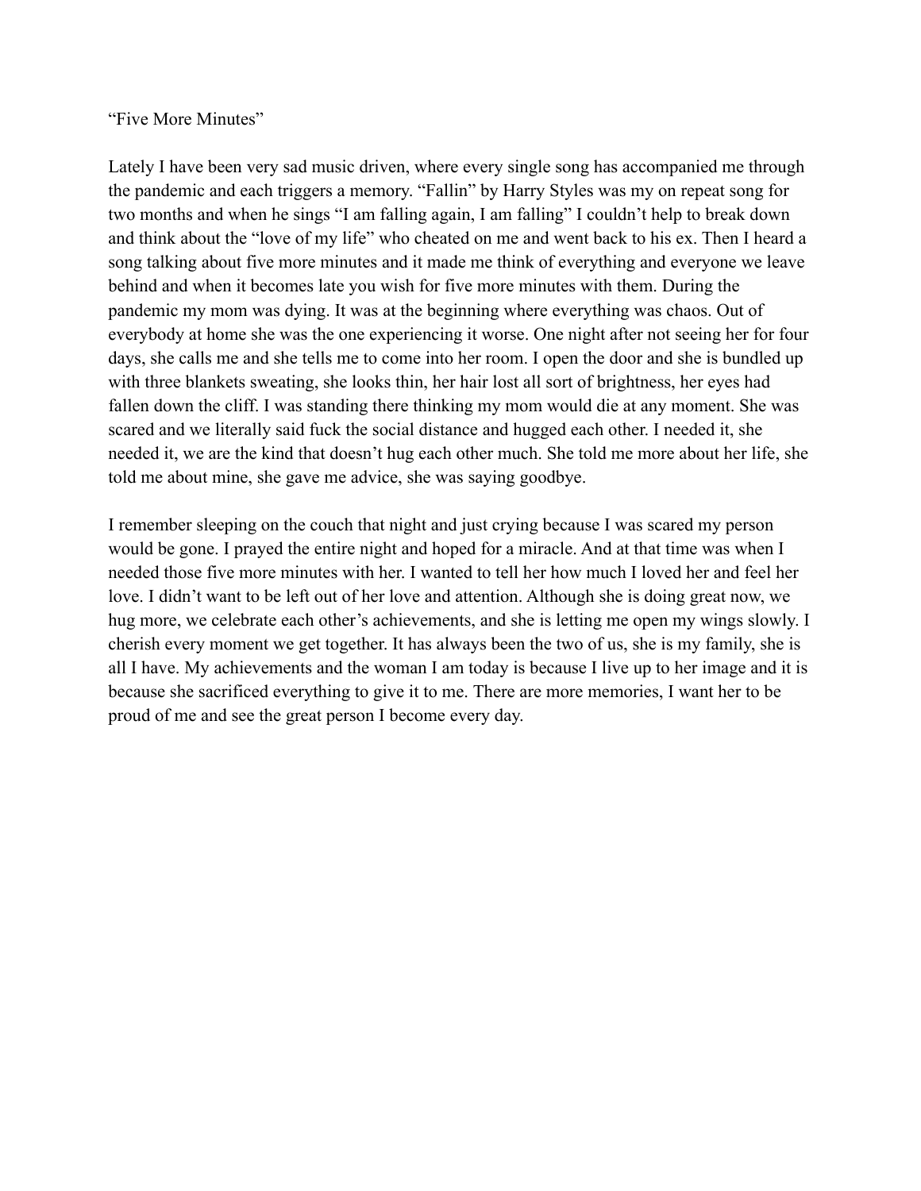"Five More Minutes"

Lately I have been very sad music driven, where every single song has accompanied me through the pandemic and each triggers a memory. "Fallin" by Harry Styles was my on repeat song for two months and when he sings "I am falling again, I am falling" I couldn't help to break down and think about the "love of my life" who cheated on me and went back to his ex. Then I heard a song talking about five more minutes and it made me think of everything and everyone we leave behind and when it becomes late you wish for five more minutes with them. During the pandemic my mom was dying. It was at the beginning where everything was chaos. Out of everybody at home she was the one experiencing it worse. One night after not seeing her for four days, she calls me and she tells me to come into her room. I open the door and she is bundled up with three blankets sweating, she looks thin, her hair lost all sort of brightness, her eyes had fallen down the cliff. I was standing there thinking my mom would die at any moment. She was scared and we literally said fuck the social distance and hugged each other. I needed it, she needed it, we are the kind that doesn't hug each other much. She told me more about her life, she told me about mine, she gave me advice, she was saying goodbye.

I remember sleeping on the couch that night and just crying because I was scared my person would be gone. I prayed the entire night and hoped for a miracle. And at that time was when I needed those five more minutes with her. I wanted to tell her how much I loved her and feel her love. I didn't want to be left out of her love and attention. Although she is doing great now, we hug more, we celebrate each other's achievements, and she is letting me open my wings slowly. I cherish every moment we get together. It has always been the two of us, she is my family, she is all I have. My achievements and the woman I am today is because I live up to her image and it is because she sacrificed everything to give it to me. There are more memories, I want her to be proud of me and see the great person I become every day.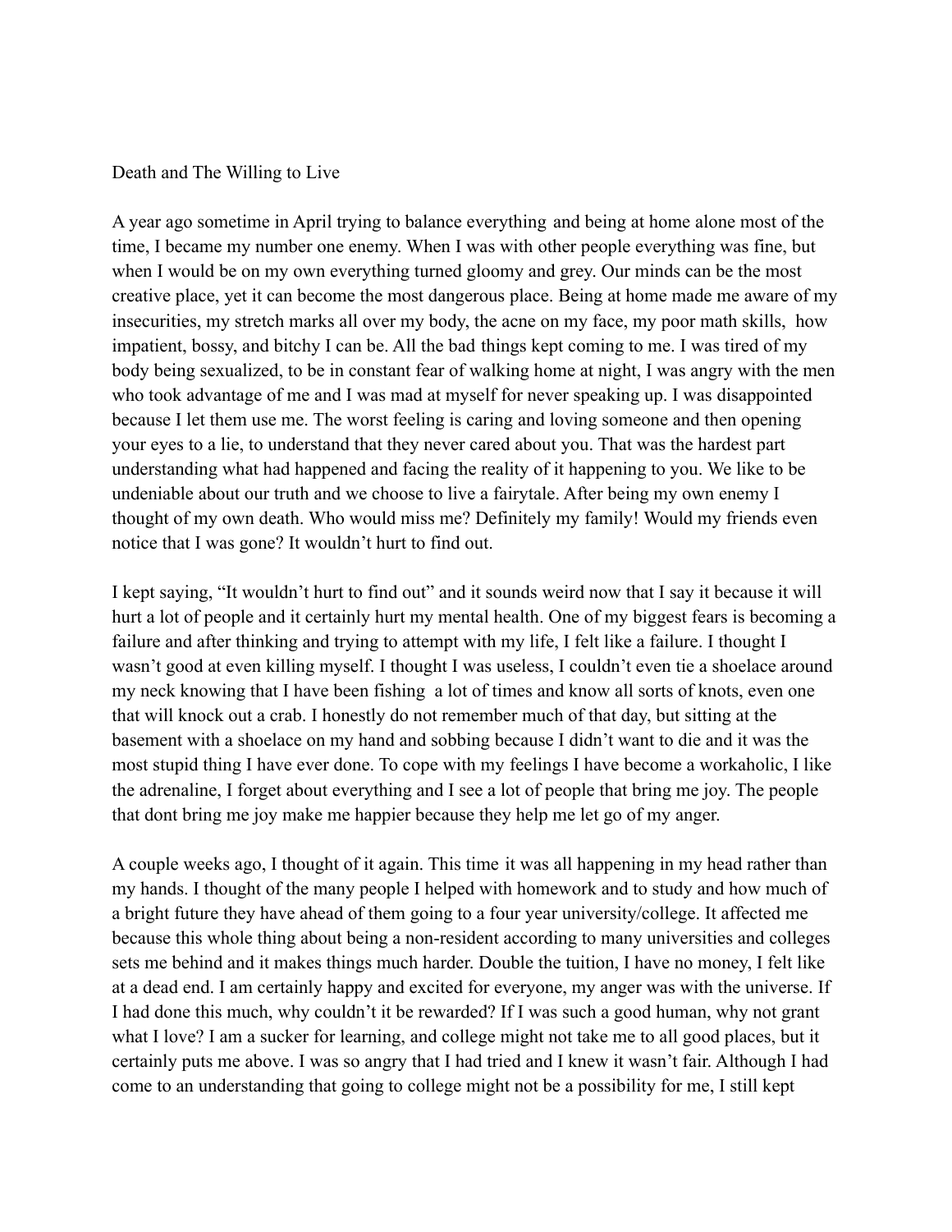Death and The Willing to Live

A year ago sometime in April trying to balance everything and being at home alone most of the time, I became my number one enemy. When I was with other people everything was fine, but when I would be on my own everything turned gloomy and grey. Our minds can be the most creative place, yet it can become the most dangerous place. Being at home made me aware of my insecurities, my stretch marks all over my body, the acne on my face, my poor math skills, how impatient, bossy, and bitchy I can be. All the bad things kept coming to me. I was tired of my body being sexualized, to be in constant fear of walking home at night, I was angry with the men who took advantage of me and I was mad at myself for never speaking up. I was disappointed because I let them use me. The worst feeling is caring and loving someone and then opening your eyes to a lie, to understand that they never cared about you. That was the hardest part understanding what had happened and facing the reality of it happening to you. We like to be undeniable about our truth and we choose to live a fairytale. After being my own enemy I thought of my own death. Who would miss me? Definitely my family! Would my friends even notice that I was gone? It wouldn't hurt to find out.

I kept saying, "It wouldn't hurt to find out" and it sounds weird now that I say it because it will hurt a lot of people and it certainly hurt my mental health. One of my biggest fears is becoming a failure and after thinking and trying to attempt with my life, I felt like a failure. I thought I wasn't good at even killing myself. I thought I was useless, I couldn't even tie a shoelace around my neck knowing that I have been fishing a lot of times and know all sorts of knots, even one that will knock out a crab. I honestly do not remember much of that day, but sitting at the basement with a shoelace on my hand and sobbing because I didn't want to die and it was the most stupid thing I have ever done. To cope with my feelings I have become a workaholic, I like the adrenaline, I forget about everything and I see a lot of people that bring me joy. The people that dont bring me joy make me happier because they help me let go of my anger.

A couple weeks ago, I thought of it again. This time it was all happening in my head rather than my hands. I thought of the many people I helped with homework and to study and how much of a bright future they have ahead of them going to a four year university/college. It affected me because this whole thing about being a non-resident according to many universities and colleges sets me behind and it makes things much harder. Double the tuition, I have no money, I felt like at a dead end. I am certainly happy and excited for everyone, my anger was with the universe. If I had done this much, why couldn't it be rewarded? If I was such a good human, why not grant what I love? I am a sucker for learning, and college might not take me to all good places, but it certainly puts me above. I was so angry that I had tried and I knew it wasn't fair. Although I had come to an understanding that going to college might not be a possibility for me, I still kept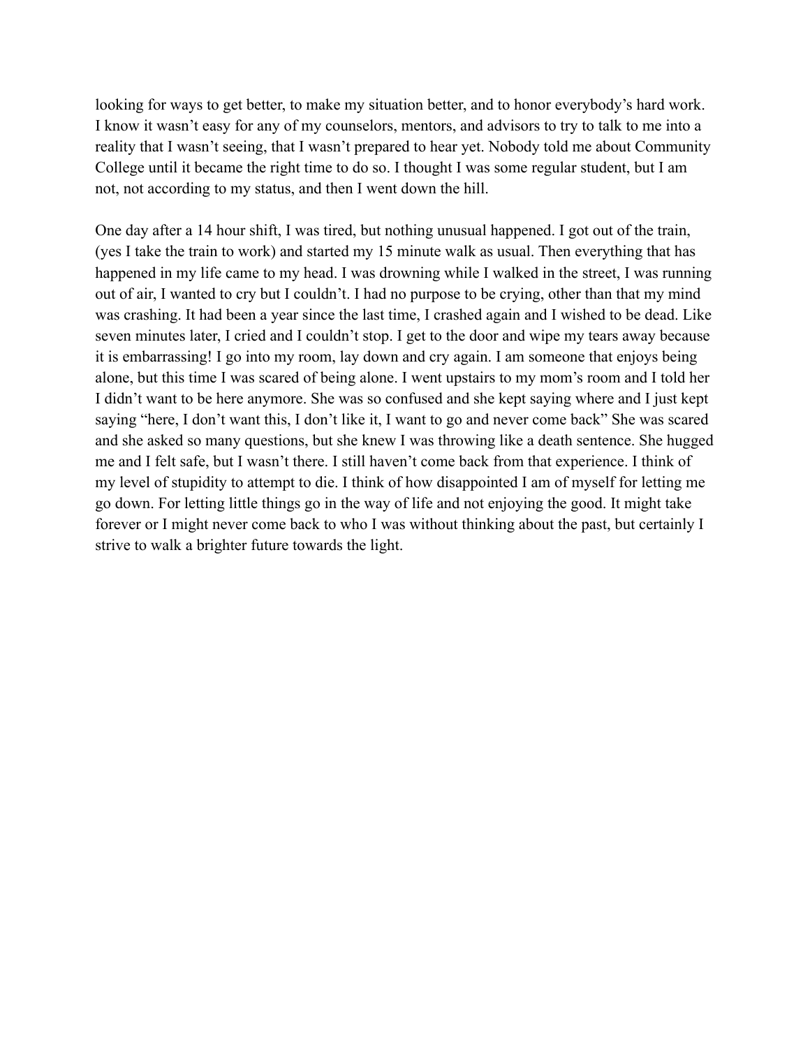looking for ways to get better, to make my situation better, and to honor everybody's hard work. I know it wasn't easy for any of my counselors, mentors, and advisors to try to talk to me into a reality that I wasn't seeing, that I wasn't prepared to hear yet. Nobody told me about Community College until it became the right time to do so. I thought I was some regular student, but I am not, not according to my status, and then I went down the hill.

One day after a 14 hour shift, I was tired, but nothing unusual happened. I got out of the train, (yes I take the train to work) and started my 15 minute walk as usual. Then everything that has happened in my life came to my head. I was drowning while I walked in the street, I was running out of air, I wanted to cry but I couldn't. I had no purpose to be crying, other than that my mind was crashing. It had been a year since the last time, I crashed again and I wished to be dead. Like seven minutes later, I cried and I couldn't stop. I get to the door and wipe my tears away because it is embarrassing! I go into my room, lay down and cry again. I am someone that enjoys being alone, but this time I was scared of being alone. I went upstairs to my mom's room and I told her I didn't want to be here anymore. She was so confused and she kept saying where and I just kept saying "here, I don't want this, I don't like it, I want to go and never come back" She was scared and she asked so many questions, but she knew I was throwing like a death sentence. She hugged me and I felt safe, but I wasn't there. I still haven't come back from that experience. I think of my level of stupidity to attempt to die. I think of how disappointed I am of myself for letting me go down. For letting little things go in the way of life and not enjoying the good. It might take forever or I might never come back to who I was without thinking about the past, but certainly I strive to walk a brighter future towards the light.